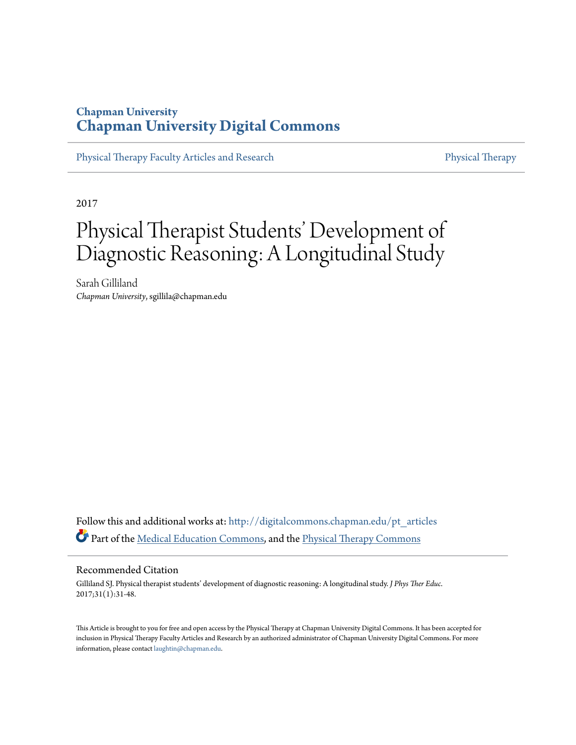Chapman University
# Chapman University Digital Commons

Physical Therapy Faculty Articles and Research | Physical Therapy

2017

# Physical Therapist Students' Development of Diagnostic Reasoning: A Longitudinal Study

Sarah Gilliland
*Chapman University*, sgillila@chapman.edu

Follow this and additional works at: http://digitalcommons.chapman.edu/pt_articles

Part of the Medical Education Commons, and the Physical Therapy Commons

## Recommended Citation

Gilliland SJ. Physical therapist students' development of diagnostic reasoning: A longitudinal study. *J Phys Ther Educ*. 2017;31(1):31-48.

This Article is brought to you for free and open access by the Physical Therapy at Chapman University Digital Commons. It has been accepted for inclusion in Physical Therapy Faculty Articles and Research by an authorized administrator of Chapman University Digital Commons. For more information, please contact laughtin@chapman.edu.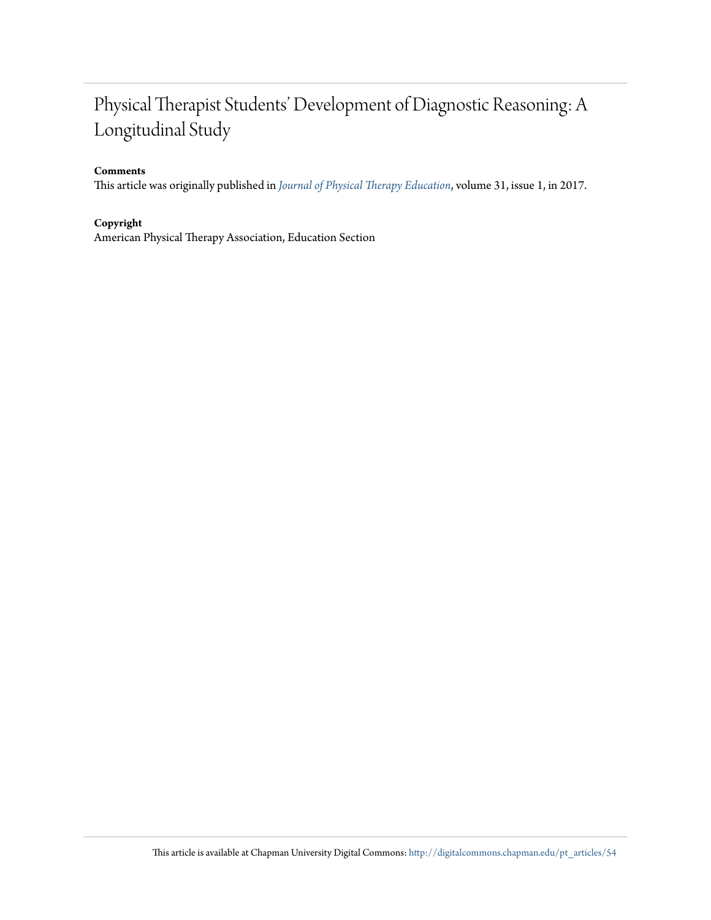# Physical Therapist Students' Development of Diagnostic Reasoning: A Longitudinal Study

**Comments**

This article was originally published in *Journal of Physical Therapy Education*, volume 31, issue 1, in 2017.

**Copyright**

American Physical Therapy Association, Education Section

This article is available at Chapman University Digital Commons: http://digitalcommons.chapman.edu/pt_articles/54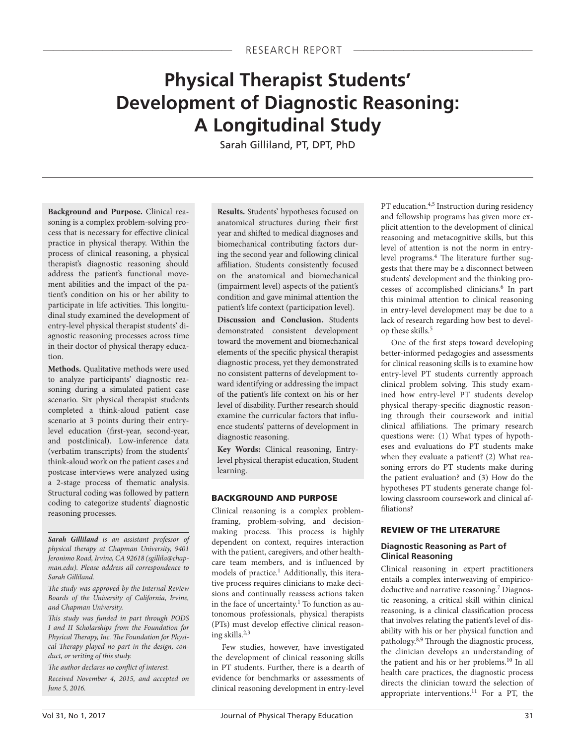RESEARCH REPORT

# Physical Therapist Students' Development of Diagnostic Reasoning: A Longitudinal Study

Sarah Gilliland, PT, DPT, PhD

**Background and Purpose.** Clinical reasoning is a complex problem-solving process that is necessary for effective clinical practice in physical therapy. Within the process of clinical reasoning, a physical therapist's diagnostic reasoning should address the patient's functional movement abilities and the impact of the patient's condition on his or her ability to participate in life activities. This longitudinal study examined the development of entry-level physical therapist students' diagnostic reasoning processes across time in their doctor of physical therapy education.

**Methods.** Qualitative methods were used to analyze participants' diagnostic reasoning during a simulated patient case scenario. Six physical therapist students completed a think-aloud patient case scenario at 3 points during their entry-level education (first-year, second-year, and postclinical). Low-inference data (verbatim transcripts) from the students' think-aloud work on the patient cases and postcase interviews were analyzed using a 2-stage process of thematic analysis. Structural coding was followed by pattern coding to categorize students' diagnostic reasoning processes.

**Results.** Students' hypotheses focused on anatomical structures during their first year and shifted to medical diagnoses and biomechanical contributing factors during the second year and following clinical affiliation. Students consistently focused on the anatomical and biomechanical (impairment level) aspects of the patient's condition and gave minimal attention the patient's life context (participation level).

**Discussion and Conclusion.** Students demonstrated consistent development toward the movement and biomechanical elements of the specific physical therapist diagnostic process, yet they demonstrated no consistent patterns of development toward identifying or addressing the impact of the patient's life context on his or her level of disability. Further research should examine the curricular factors that influence students' patterns of development in diagnostic reasoning.

**Key Words:** Clinical reasoning, Entry-level physical therapist education, Student learning.

*Sarah Gilliland is an assistant professor of physical therapy at Chapman University, 9401 Jeronimo Road, Irvine, CA 92618 (sgillila@chapman.edu). Please address all correspondence to Sarah Gilliland.*

*The study was approved by the Internal Review Boards of the University of California, Irvine, and Chapman University.*

*This study was funded in part through PODS I and II Scholarships from the Foundation for Physical Therapy, Inc. The Foundation for Physical Therapy played no part in the design, conduct, or writing of this study.*

*The author declares no conflict of interest.*

*Received November 4, 2015, and accepted on June 5, 2016.*

## BACKGROUND AND PURPOSE

Clinical reasoning is a complex problem-framing, problem-solving, and decision-making process. This process is highly dependent on context, requires interaction with the patient, caregivers, and other health-care team members, and is influenced by models of practice.[1] Additionally, this iterative process requires clinicians to make decisions and continually reassess actions taken in the face of uncertainty.[1] To function as autonomous professionals, physical therapists (PTs) must develop effective clinical reasoning skills.[2,3]

Few studies, however, have investigated the development of clinical reasoning skills in PT students. Further, there is a dearth of evidence for benchmarks or assessments of clinical reasoning development in entry-level PT education.[4,5] Instruction during residency and fellowship programs has given more explicit attention to the development of clinical reasoning and metacognitive skills, but this level of attention is not the norm in entry-level programs.[4] The literature further suggests that there may be a disconnect between students' development and the thinking processes of accomplished clinicians.[6] In part this minimal attention to clinical reasoning in entry-level development may be due to a lack of research regarding how best to develop these skills.[5]

One of the first steps toward developing better-informed pedagogies and assessments for clinical reasoning skills is to examine how entry-level PT students currently approach clinical problem solving. This study examined how entry-level PT students develop physical therapy-specific diagnostic reasoning through their coursework and initial clinical affiliations. The primary research questions were: (1) What types of hypotheses and evaluations do PT students make when they evaluate a patient? (2) What reasoning errors do PT students make during the patient evaluation? and (3) How do the hypotheses PT students generate change following classroom coursework and clinical affiliations?

## REVIEW OF THE LITERATURE

### Diagnostic Reasoning as Part of Clinical Reasoning

Clinical reasoning in expert practitioners entails a complex interweaving of empirico-deductive and narrative reasoning.[7] Diagnostic reasoning, a critical skill within clinical reasoning, is a clinical classification process that involves relating the patient's level of disability with his or her physical function and pathology.[8,9] Through the diagnostic process, the clinician develops an understanding of the patient and his or her problems.[10] In all health care practices, the diagnostic process directs the clinician toward the selection of appropriate interventions.[11] For a PT, the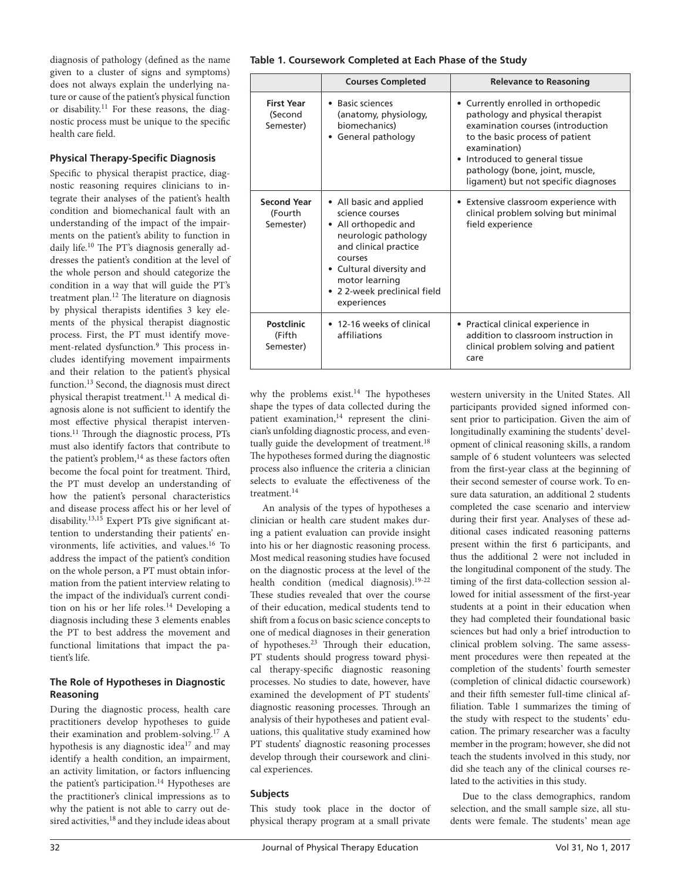diagnosis of pathology (defined as the name given to a cluster of signs and symptoms) does not always explain the underlying nature or cause of the patient's physical function or disability.[11] For these reasons, the diagnostic process must be unique to the specific health care field.

### Physical Therapy-Specific Diagnosis

Specific to physical therapist practice, diagnostic reasoning requires clinicians to integrate their analyses of the patient's health condition and biomechanical fault with an understanding of the impact of the impairments on the patient's ability to function in daily life.[10] The PT's diagnosis generally addresses the patient's condition at the level of the whole person and should categorize the condition in a way that will guide the PT's treatment plan.[12] The literature on diagnosis by physical therapists identifies 3 key elements of the physical therapist diagnostic process. First, the PT must identify movement-related dysfunction.[9] This process includes identifying movement impairments and their relation to the patient's physical function.[13] Second, the diagnosis must direct physical therapist treatment.[11] A medical diagnosis alone is not sufficient to identify the most effective physical therapist interventions.[11] Through the diagnostic process, PTs must also identify factors that contribute to the patient's problem,[14] as these factors often become the focal point for treatment. Third, the PT must develop an understanding of how the patient's personal characteristics and disease process affect his or her level of disability.[13,15] Expert PTs give significant attention to understanding their patients' environments, life activities, and values.[16] To address the impact of the patient's condition on the whole person, a PT must obtain information from the patient interview relating to the impact of the individual's current condition on his or her life roles.[14] Developing a diagnosis including these 3 elements enables the PT to best address the movement and functional limitations that impact the patient's life.

### The Role of Hypotheses in Diagnostic Reasoning

During the diagnostic process, health care practitioners develop hypotheses to guide their examination and problem-solving.[17] A hypothesis is any diagnostic idea[17] and may identify a health condition, an impairment, an activity limitation, or factors influencing the patient's participation.[14] Hypotheses are the practitioner's clinical impressions as to why the patient is not able to carry out desired activities,[18] and they include ideas about why the problems exist.[14] The hypotheses shape the types of data collected during the patient examination,[14] represent the clinician's unfolding diagnostic process, and eventually guide the development of treatment.[18] The hypotheses formed during the diagnostic process also influence the criteria a clinician selects to evaluate the effectiveness of the treatment.[14]

An analysis of the types of hypotheses a clinician or health care student makes during a patient evaluation can provide insight into his or her diagnostic reasoning process. Most medical reasoning studies have focused on the diagnostic process at the level of the health condition (medical diagnosis).[19-22] These studies revealed that over the course of their education, medical students tend to shift from a focus on basic science concepts to one of medical diagnoses in their generation of hypotheses.[23] Through their education, PT students should progress toward physical therapy-specific diagnostic reasoning processes. No studies to date, however, have examined the development of PT students' diagnostic reasoning processes. Through an analysis of their hypotheses and patient evaluations, this qualitative study examined how PT students' diagnostic reasoning processes develop through their coursework and clinical experiences.

**Table 1. Coursework Completed at Each Phase of the Study**

| | Courses Completed | Relevance to Reasoning |
|---|---|---|
| **First Year** (Second Semester) | • Basic sciences (anatomy, physiology, biomechanics)<br>• General pathology | • Currently enrolled in orthopedic pathology and physical therapist examination courses (introduction to the basic process of patient examination)<br>• Introduced to general tissue pathology (bone, joint, muscle, ligament) but not specific diagnoses |
| **Second Year** (Fourth Semester) | • All basic and applied science courses<br>• All orthopedic and neurologic pathology and clinical practice courses<br>• Cultural diversity and motor learning<br>• 2 2-week preclinical field experiences | • Extensive classroom experience with clinical problem solving but minimal field experience |
| **Postclinic** (Fifth Semester) | • 12-16 weeks of clinical affiliations | • Practical clinical experience in addition to classroom instruction in clinical problem solving and patient care |

### Subjects

This study took place in the doctor of physical therapy program at a small private western university in the United States. All participants provided signed informed consent prior to participation. Given the aim of longitudinally examining the students' development of clinical reasoning skills, a random sample of 6 student volunteers was selected from the first-year class at the beginning of their second semester of course work. To ensure data saturation, an additional 2 students completed the case scenario and interview during their first year. Analyses of these additional cases indicated reasoning patterns present within the first 6 participants, and thus the additional 2 were not included in the longitudinal component of the study. The timing of the first data-collection session allowed for initial assessment of the first-year students at a point in their education when they had completed their foundational basic sciences but had only a brief introduction to clinical problem solving. The same assessment procedures were then repeated at the completion of the students' fourth semester (completion of clinical didactic coursework) and their fifth semester full-time clinical affiliation. Table 1 summarizes the timing of the study with respect to the students' education. The primary researcher was a faculty member in the program; however, she did not teach the students involved in this study, nor did she teach any of the clinical courses related to the activities in this study.

Due to the class demographics, random selection, and the small sample size, all students were female. The students' mean age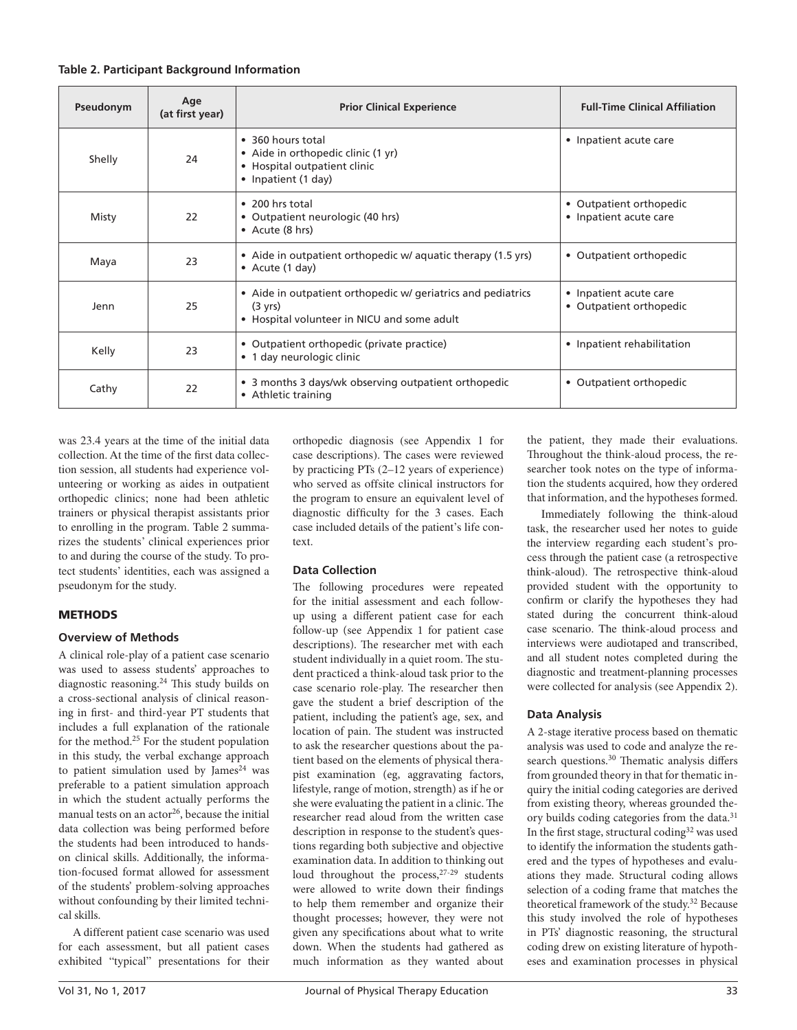**Table 2. Participant Background Information**

| Pseudonym | Age (at first year) | Prior Clinical Experience | Full-Time Clinical Affiliation |
|---|---|---|---|
| Shelly | 24 | • 360 hours total<br>• Aide in orthopedic clinic (1 yr)<br>• Hospital outpatient clinic<br>• Inpatient (1 day) | • Inpatient acute care |
| Misty | 22 | • 200 hrs total<br>• Outpatient neurologic (40 hrs)<br>• Acute (8 hrs) | • Outpatient orthopedic<br>• Inpatient acute care |
| Maya | 23 | • Aide in outpatient orthopedic w/ aquatic therapy (1.5 yrs)<br>• Acute (1 day) | • Outpatient orthopedic |
| Jenn | 25 | • Aide in outpatient orthopedic w/ geriatrics and pediatrics (3 yrs)<br>• Hospital volunteer in NICU and some adult | • Inpatient acute care<br>• Outpatient orthopedic |
| Kelly | 23 | • Outpatient orthopedic (private practice)<br>• 1 day neurologic clinic | • Inpatient rehabilitation |
| Cathy | 22 | • 3 months 3 days/wk observing outpatient orthopedic<br>• Athletic training | • Outpatient orthopedic |

was 23.4 years at the time of the initial data collection. At the time of the first data collection session, all students had experience volunteering or working as aides in outpatient orthopedic clinics; none had been athletic trainers or physical therapist assistants prior to enrolling in the program. Table 2 summarizes the students' clinical experiences prior to and during the course of the study. To protect students' identities, each was assigned a pseudonym for the study.

## METHODS

### Overview of Methods

A clinical role-play of a patient case scenario was used to assess students' approaches to diagnostic reasoning.[24] This study builds on a cross-sectional analysis of clinical reasoning in first- and third-year PT students that includes a full explanation of the rationale for the method.[25] For the student population in this study, the verbal exchange approach to patient simulation used by James[24] was preferable to a patient simulation approach in which the student actually performs the manual tests on an actor[26], because the initial data collection was being performed before the students had been introduced to hands-on clinical skills. Additionally, the information-focused format allowed for assessment of the students' problem-solving approaches without confounding by their limited technical skills.

A different patient case scenario was used for each assessment, but all patient cases exhibited "typical" presentations for their orthopedic diagnosis (see Appendix 1 for case descriptions). The cases were reviewed by practicing PTs (2–12 years of experience) who served as offsite clinical instructors for the program to ensure an equivalent level of diagnostic difficulty for the 3 cases. Each case included details of the patient's life context.

### Data Collection

The following procedures were repeated for the initial assessment and each follow-up using a different patient case for each follow-up (see Appendix 1 for patient case descriptions). The researcher met with each student individually in a quiet room. The student practiced a think-aloud task prior to the case scenario role-play. The researcher then gave the student a brief description of the patient, including the patient's age, sex, and location of pain. The student was instructed to ask the researcher questions about the patient based on the elements of physical therapist examination (eg, aggravating factors, lifestyle, range of motion, strength) as if he or she were evaluating the patient in a clinic. The researcher read aloud from the written case description in response to the student's questions regarding both subjective and objective examination data. In addition to thinking out loud throughout the process,[27-29] students were allowed to write down their findings to help them remember and organize their thought processes; however, they were not given any specifications about what to write down. When the students had gathered as much information as they wanted about the patient, they made their evaluations. Throughout the think-aloud process, the researcher took notes on the type of information the students acquired, how they ordered that information, and the hypotheses formed.

Immediately following the think-aloud task, the researcher used her notes to guide the interview regarding each student's process through the patient case (a retrospective think-aloud). The retrospective think-aloud provided student with the opportunity to confirm or clarify the hypotheses they had stated during the concurrent think-aloud case scenario. The think-aloud process and interviews were audiotaped and transcribed, and all student notes completed during the diagnostic and treatment-planning processes were collected for analysis (see Appendix 2).

### Data Analysis

A 2-stage iterative process based on thematic analysis was used to code and analyze the research questions.[30] Thematic analysis differs from grounded theory in that for thematic inquiry the initial coding categories are derived from existing theory, whereas grounded theory builds coding categories from the data.[31] In the first stage, structural coding[32] was used to identify the information the students gathered and the types of hypotheses and evaluations they made. Structural coding allows selection of a coding frame that matches the theoretical framework of the study.[32] Because this study involved the role of hypotheses in PTs' diagnostic reasoning, the structural coding drew on existing literature of hypotheses and examination processes in physical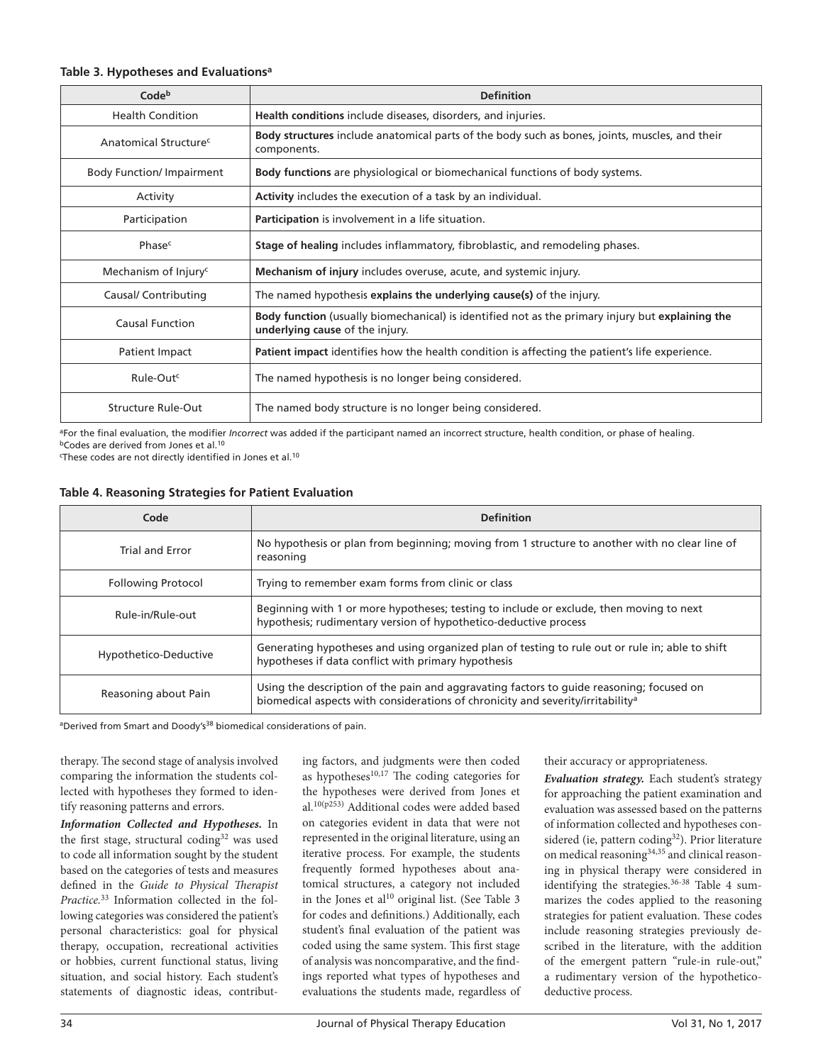**Table 3. Hypotheses and Evaluations[a]**

| Code[b] | Definition |
|---|---|
| Health Condition | **Health conditions** include diseases, disorders, and injuries. |
| Anatomical Structure[c] | **Body structures** include anatomical parts of the body such as bones, joints, muscles, and their components. |
| Body Function/ Impairment | **Body functions** are physiological or biomechanical functions of body systems. |
| Activity | **Activity** includes the execution of a task by an individual. |
| Participation | **Participation** is involvement in a life situation. |
| Phase[c] | **Stage of healing** includes inflammatory, fibroblastic, and remodeling phases. |
| Mechanism of Injury[c] | **Mechanism of injury** includes overuse, acute, and systemic injury. |
| Causal/ Contributing | The named hypothesis **explains the underlying cause(s)** of the injury. |
| Causal Function | **Body function** (usually biomechanical) is identified not as the primary injury but **explaining the underlying cause** of the injury. |
| Patient Impact | **Patient impact** identifies how the health condition is affecting the patient's life experience. |
| Rule-Out[c] | The named hypothesis is no longer being considered. |
| Structure Rule-Out | The named body structure is no longer being considered. |

[a]For the final evaluation, the modifier *Incorrect* was added if the participant named an incorrect structure, health condition, or phase of healing.
[b]Codes are derived from Jones et al.[10]
[c]These codes are not directly identified in Jones et al.[10]

**Table 4. Reasoning Strategies for Patient Evaluation**

| Code | Definition |
|---|---|
| Trial and Error | No hypothesis or plan from beginning; moving from 1 structure to another with no clear line of reasoning |
| Following Protocol | Trying to remember exam forms from clinic or class |
| Rule-in/Rule-out | Beginning with 1 or more hypotheses; testing to include or exclude, then moving to next hypothesis; rudimentary version of hypothetico-deductive process |
| Hypothetico-Deductive | Generating hypotheses and using organized plan of testing to rule out or rule in; able to shift hypotheses if data conflict with primary hypothesis |
| Reasoning about Pain | Using the description of the pain and aggravating factors to guide reasoning; focused on biomedical aspects with considerations of chronicity and severity/irritability[a] |

[a]Derived from Smart and Doody's[38] biomedical considerations of pain.

therapy. The second stage of analysis involved comparing the information the students collected with hypotheses they formed to identify reasoning patterns and errors.

***Information Collected and Hypotheses.*** In the first stage, structural coding[32] was used to code all information sought by the student based on the categories of tests and measures defined in the *Guide to Physical Therapist Practice.*[33] Information collected in the following categories was considered the patient's personal characteristics: goal for physical therapy, occupation, recreational activities or hobbies, current functional status, living situation, and social history. Each student's statements of diagnostic ideas, contributing factors, and judgments were then coded as hypotheses[10,17] The coding categories for the hypotheses were derived from Jones et al.[10(p253)] Additional codes were added based on categories evident in data that were not represented in the original literature, using an iterative process. For example, the students frequently formed hypotheses about anatomical structures, a category not included in the Jones et al[10] original list. (See Table 3 for codes and definitions.) Additionally, each student's final evaluation of the patient was coded using the same system. This first stage of analysis was noncomparative, and the findings reported what types of hypotheses and evaluations the students made, regardless of their accuracy or appropriateness.

***Evaluation strategy.*** Each student's strategy for approaching the patient examination and evaluation was assessed based on the patterns of information collected and hypotheses considered (ie, pattern coding[32]). Prior literature on medical reasoning[34,35] and clinical reasoning in physical therapy were considered in identifying the strategies.[36-38] Table 4 summarizes the codes applied to the reasoning strategies for patient evaluation. These codes include reasoning strategies previously described in the literature, with the addition of the emergent pattern "rule-in rule-out," a rudimentary version of the hypothetico-deductive process.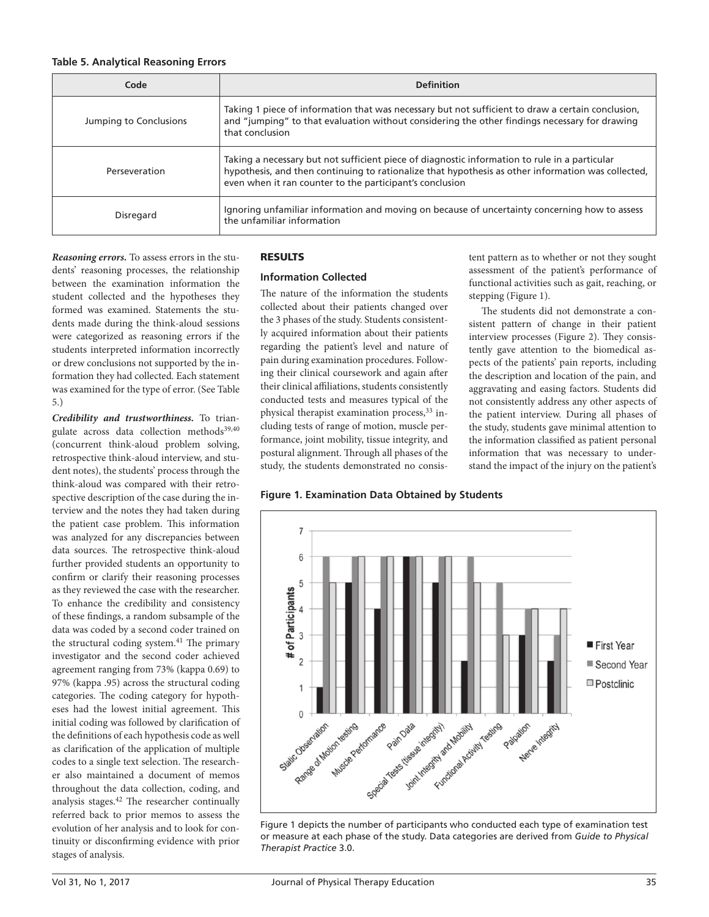**Table 5. Analytical Reasoning Errors**

| Code | Definition |
|---|---|
| Jumping to Conclusions | Taking 1 piece of information that was necessary but not sufficient to draw a certain conclusion, and "jumping" to that evaluation without considering the other findings necessary for drawing that conclusion |
| Perseveration | Taking a necessary but not sufficient piece of diagnostic information to rule in a particular hypothesis, and then continuing to rationalize that hypothesis as other information was collected, even when it ran counter to the participant's conclusion |
| Disregard | Ignoring unfamiliar information and moving on because of uncertainty concerning how to assess the unfamiliar information |

***Reasoning errors.*** To assess errors in the students' reasoning processes, the relationship between the examination information the student collected and the hypotheses they formed was examined. Statements the students made during the think-aloud sessions were categorized as reasoning errors if the students interpreted information incorrectly or drew conclusions not supported by the information they had collected. Each statement was examined for the type of error. (See Table 5.)

***Credibility and trustworthiness.*** To triangulate across data collection methods[39,40] (concurrent think-aloud problem solving, retrospective think-aloud interview, and student notes), the students' process through the think-aloud was compared with their retrospective description of the case during the interview and the notes they had taken during the patient case problem. This information was analyzed for any discrepancies between data sources. The retrospective think-aloud further provided students an opportunity to confirm or clarify their reasoning processes as they reviewed the case with the researcher. To enhance the credibility and consistency of these findings, a random subsample of the data was coded by a second coder trained on the structural coding system.[41] The primary investigator and the second coder achieved agreement ranging from 73% (kappa 0.69) to 97% (kappa .95) across the structural coding categories. The coding category for hypotheses had the lowest initial agreement. This initial coding was followed by clarification of the definitions of each hypothesis code as well as clarification of the application of multiple codes to a single text selection. The researcher also maintained a document of memos throughout the data collection, coding, and analysis stages.[42] The researcher continually referred back to prior memos to assess the evolution of her analysis and to look for continuity or disconfirming evidence with prior stages of analysis.

## RESULTS

### Information Collected

The nature of the information the students collected about their patients changed over the 3 phases of the study. Students consistently acquired information about their patients regarding the patient's level and nature of pain during examination procedures. Following their clinical coursework and again after their clinical affiliations, students consistently conducted tests and measures typical of the physical therapist examination process,[33] including tests of range of motion, muscle performance, joint mobility, tissue integrity, and postural alignment. Through all phases of the study, the students demonstrated no consistent pattern as to whether or not they sought assessment of the patient's performance of functional activities such as gait, reaching, or stepping (Figure 1).

The students did not demonstrate a consistent pattern of change in their patient interview processes (Figure 2). They consistently gave attention to the biomedical aspects of the patients' pain reports, including the description and location of the pain, and aggravating and easing factors. Students did not consistently address any other aspects of the patient interview. During all phases of the study, students gave minimal attention to the information classified as patient personal information that was necessary to understand the impact of the injury on the patient's

**Figure 1. Examination Data Obtained by Students**

Figure 1 depicts the number of participants who conducted each type of examination test or measure at each phase of the study. Data categories are derived from *Guide to Physical Therapist Practice* 3.0.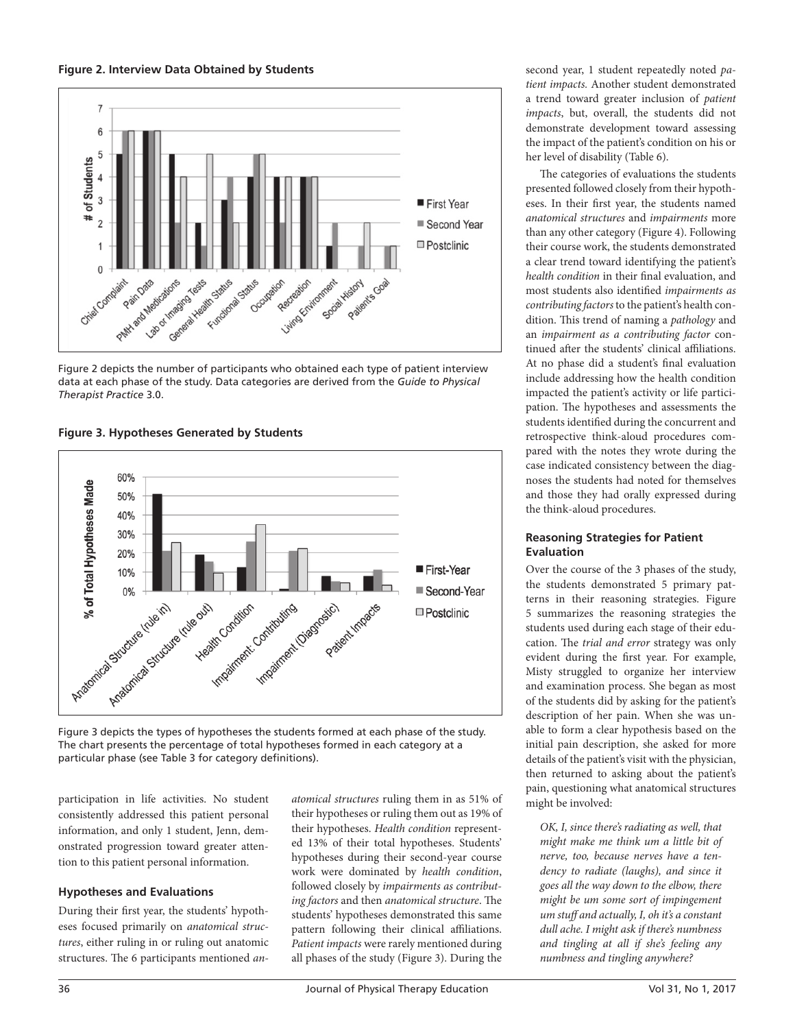**Figure 2. Interview Data Obtained by Students**

7
6
5
4
3
2
1
0

# of Students

Chief Complaint
Pain Data
PMH and Medications
Lab or Imaging Tests
General Health Status
Functional Status
Occupation
Recreation
Living Environment
Social History
Patient's Goal

First Year
Second Year
Postclinic

Figure 2 depicts the number of participants who obtained each type of patient interview data at each phase of the study. Data categories are derived from the *Guide to Physical Therapist Practice* 3.0.

**Figure 3. Hypotheses Generated by Students**

60%
50%
40%
30%
20%
10%
0%

% of Total Hypotheses Made

Anatomical Structure (rule in)
Anatomical Structure (rule out)
Health Condition
Impairment: Contributing
Impairment (Diagnostic)
Patient Impacts

First-Year
Second-Year
Postclinic

Figure 3 depicts the types of hypotheses the students formed at each phase of the study. The chart presents the percentage of total hypotheses formed in each category at a particular phase (see Table 3 for category definitions).

participation in life activities. No student consistently addressed this patient personal information, and only 1 student, Jenn, demonstrated progression toward greater attention to this patient personal information.

### Hypotheses and Evaluations

During their first year, the students' hypotheses focused primarily on *anatomical structures*, either ruling in or ruling out anatomic structures. The 6 participants mentioned *anatomical structures* ruling them in as 51% of their hypotheses or ruling them out as 19% of their hypotheses. *Health condition* represented 13% of their total hypotheses. Students' hypotheses during their second-year course work were dominated by *health condition*, followed closely by *impairments as contributing factors* and then *anatomical structure*. The students' hypotheses demonstrated this same pattern following their clinical affiliations. *Patient impacts* were rarely mentioned during all phases of the study (Figure 3). During the second year, 1 student repeatedly noted *patient impacts*. Another student demonstrated a trend toward greater inclusion of *patient impacts*, but, overall, the students did not demonstrate development toward assessing the impact of the patient's condition on his or her level of disability (Table 6).

The categories of evaluations the students presented followed closely from their hypotheses. In their first year, the students named *anatomical structures* and *impairments* more than any other category (Figure 4). Following their course work, the students demonstrated a clear trend toward identifying the patient's *health condition* in their final evaluation, and most students also identified *impairments as contributing factors* to the patient's health condition. This trend of naming a *pathology* and an *impairment as a contributing factor* continued after the students' clinical affiliations. At no phase did a student's final evaluation include addressing how the health condition impacted the patient's activity or life participation. The hypotheses and assessments the students identified during the concurrent and retrospective think-aloud procedures compared with the notes they wrote during the case indicated consistency between the diagnoses the students had noted for themselves and those they had orally expressed during the think-aloud procedures.

### Reasoning Strategies for Patient Evaluation

Over the course of the 3 phases of the study, the students demonstrated 5 primary patterns in their reasoning strategies. Figure 5 summarizes the reasoning strategies the students used during each stage of their education. The *trial and error* strategy was only evident during the first year. For example, Misty struggled to organize her interview and examination process. She began as most of the students did by asking for the patient's description of her pain. When she was unable to form a clear hypothesis based on the initial pain description, she asked for more details of the patient's visit with the physician, then returned to asking about the patient's pain, questioning what anatomical structures might be involved:

> *OK, I, since there's radiating as well, that might make me think um a little bit of nerve, too, because nerves have a tendency to radiate (laughs), and since it goes all the way down to the elbow, there might be um some sort of impingement um stuff and actually, I, oh it's a constant dull ache. I might ask if there's numbness and tingling at all if she's feeling any numbness and tingling anywhere?*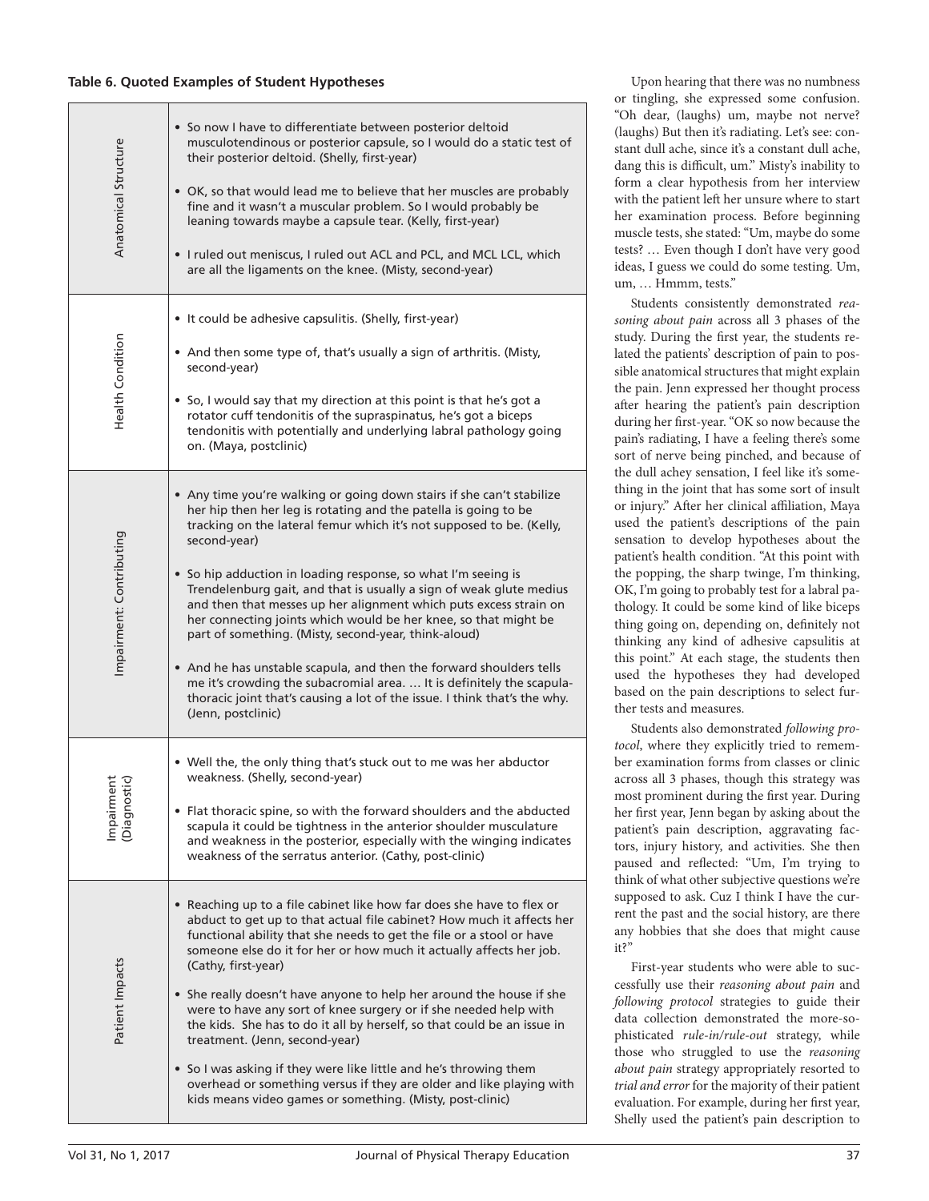**Table 6. Quoted Examples of Student Hypotheses**

| | |
|---|---|
| Anatomical Structure | • So now I have to differentiate between posterior deltoid musculotendinous or posterior capsule, so I would do a static test of their posterior deltoid. (Shelly, first-year)<br>• OK, so that would lead me to believe that her muscles are probably fine and it wasn't a muscular problem. So I would probably be leaning towards maybe a capsule tear. (Kelly, first-year)<br>• I ruled out meniscus, I ruled out ACL and PCL, and MCL LCL, which are all the ligaments on the knee. (Misty, second-year) |
| Health Condition | • It could be adhesive capsulitis. (Shelly, first-year)<br>• And then some type of, that's usually a sign of arthritis. (Misty, second-year)<br>• So, I would say that my direction at this point is that he's got a rotator cuff tendonitis of the supraspinatus, he's got a biceps tendonitis with potentially and underlying labral pathology going on. (Maya, postclinic) |
| Impairment: Contributing | • Any time you're walking or going down stairs if she can't stabilize her hip then her leg is rotating and the patella is going to be tracking on the lateral femur which it's not supposed to be. (Kelly, second-year)<br>• So hip adduction in loading response, so what I'm seeing is Trendelenburg gait, and that is usually a sign of weak glute medius and then that messes up her alignment which puts excess strain on her connecting joints which would be her knee, so that might be part of something. (Misty, second-year, think-aloud)<br>• And he has unstable scapula, and then the forward shoulders tells me it's crowding the subacromial area. … It is definitely the scapula-thoracic joint that's causing a lot of the issue. I think that's the why. (Jenn, postclinic) |
| Impairment (Diagnostic) | • Well the, the only thing that's stuck out to me was her abductor weakness. (Shelly, second-year)<br>• Flat thoracic spine, so with the forward shoulders and the abducted scapula it could be tightness in the anterior shoulder musculature and weakness in the posterior, especially with the winging indicates weakness of the serratus anterior. (Cathy, post-clinic) |
| Patient Impacts | • Reaching up to a file cabinet like how far does she have to flex or abduct to get up to that actual file cabinet? How much it affects her functional ability that she needs to get the file or a stool or have someone else do it for her or how much it actually affects her job. (Cathy, first-year)<br>• She really doesn't have anyone to help her around the house if she were to have any sort of knee surgery or if she needed help with the kids. She has to do it all by herself, so that could be an issue in treatment. (Jenn, second-year)<br>• So I was asking if they were like little and he's throwing them overhead or something versus if they are older and like playing with kids means video games or something. (Misty, post-clinic) |

Upon hearing that there was no numbness or tingling, she expressed some confusion. "Oh dear, (laughs) um, maybe not nerve? (laughs) But then it's radiating. Let's see: constant dull ache, since it's a constant dull ache, dang this is difficult, um." Misty's inability to form a clear hypothesis from her interview with the patient left her unsure where to start her examination process. Before beginning muscle tests, she stated: "Um, maybe do some tests? … Even though I don't have very good ideas, I guess we could do some testing. Um, um, … Hmmm, tests."

Students consistently demonstrated *reasoning about pain* across all 3 phases of the study. During the first year, the students related the patients' description of pain to possible anatomical structures that might explain the pain. Jenn expressed her thought process after hearing the patient's pain description during her first-year. "OK so now because the pain's radiating, I have a feeling there's some sort of nerve being pinched, and because of the dull achey sensation, I feel like it's something in the joint that has some sort of insult or injury." After her clinical affiliation, Maya used the patient's descriptions of the pain sensation to develop hypotheses about the patient's health condition. "At this point with the popping, the sharp twinge, I'm thinking, OK, I'm going to probably test for a labral pathology. It could be some kind of like biceps thing going on, depending on, definitely not thinking any kind of adhesive capsulitis at this point." At each stage, the students then used the hypotheses they had developed based on the pain descriptions to select further tests and measures.

Students also demonstrated *following protocol*, where they explicitly tried to remember examination forms from classes or clinic across all 3 phases, though this strategy was most prominent during the first year. During her first year, Jenn began by asking about the patient's pain description, aggravating factors, injury history, and activities. She then paused and reflected: "Um, I'm trying to think of what other subjective questions we're supposed to ask. Cuz I think I have the current the past and the social history, are there any hobbies that she does that might cause it?"

First-year students who were able to successfully use their *reasoning about pain* and *following protocol* strategies to guide their data collection demonstrated the more-sophisticated *rule-in/rule-out* strategy, while those who struggled to use the *reasoning about pain* strategy appropriately resorted to *trial and error* for the majority of their patient evaluation. For example, during her first year, Shelly used the patient's pain description to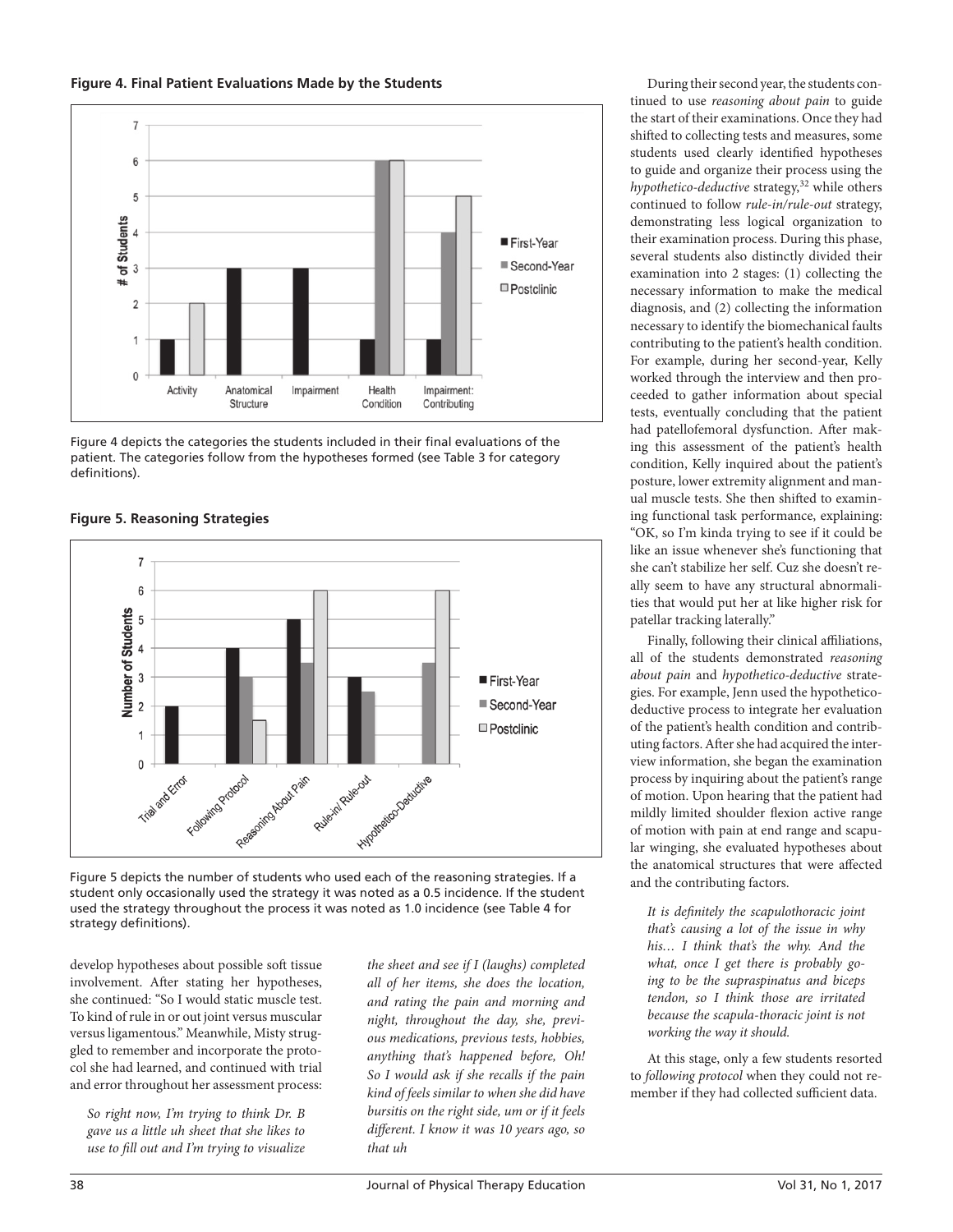**Figure 4. Final Patient Evaluations Made by the Students**

7
6
5
4
3
2
1
0

# of Students

Activity
Anatomical Structure
Impairment
Health Condition
Impairment: Contributing

First-Year
Second-Year
Postclinic

Figure 4 depicts the categories the students included in their final evaluations of the patient. The categories follow from the hypotheses formed (see Table 3 for category definitions).

**Figure 5. Reasoning Strategies**

7
6
5
4
3
2
1
0

Number of Students

Trial and Error
Following Protocol
Reasoning About Pain
Rule-in/ Rule-out
Hypothetico-Deductive

First-Year
Second-Year
Postclinic

Figure 5 depicts the number of students who used each of the reasoning strategies. If a student only occasionally used the strategy it was noted as a 0.5 incidence. If the student used the strategy throughout the process it was noted as 1.0 incidence (see Table 4 for strategy definitions).

develop hypotheses about possible soft tissue involvement. After stating her hypotheses, she continued: "So I would static muscle test. To kind of rule in or out joint versus muscular versus ligamentous." Meanwhile, Misty struggled to remember and incorporate the protocol she had learned, and continued with trial and error throughout her assessment process:

> *So right now, I'm trying to think Dr. B gave us a little uh sheet that she likes to use to fill out and I'm trying to visualize the sheet and see if I (laughs) completed all of her items, she does the location, and rating the pain and morning and night, throughout the day, she, previous medications, previous tests, hobbies, anything that's happened before, Oh! So I would ask if she recalls if the pain kind of feels similar to when she did have bursitis on the right side, um or if it feels different. I know it was 10 years ago, so that uh*

During their second year, the students continued to use *reasoning about pain* to guide the start of their examinations. Once they had shifted to collecting tests and measures, some students used clearly identified hypotheses to guide and organize their process using the *hypothetico-deductive* strategy,[32] while others continued to follow *rule-in/rule-out* strategy, demonstrating less logical organization to their examination process. During this phase, several students also distinctly divided their examination into 2 stages: (1) collecting the necessary information to make the medical diagnosis, and (2) collecting the information necessary to identify the biomechanical faults contributing to the patient's health condition. For example, during her second-year, Kelly worked through the interview and then proceeded to gather information about special tests, eventually concluding that the patient had patellofemoral dysfunction. After making this assessment of the patient's health condition, Kelly inquired about the patient's posture, lower extremity alignment and manual muscle tests. She then shifted to examining functional task performance, explaining: "OK, so I'm kinda trying to see if it could be like an issue whenever she's functioning that she can't stabilize her self. Cuz she doesn't really seem to have any structural abnormalities that would put her at like higher risk for patellar tracking laterally."

Finally, following their clinical affiliations, all of the students demonstrated *reasoning about pain* and *hypothetico-deductive* strategies. For example, Jenn used the hypothetico-deductive process to integrate her evaluation of the patient's health condition and contributing factors. After she had acquired the interview information, she began the examination process by inquiring about the patient's range of motion. Upon hearing that the patient had mildly limited shoulder flexion active range of motion with pain at end range and scapular winging, she evaluated hypotheses about the anatomical structures that were affected and the contributing factors.

> *It is definitely the scapulothoracic joint that's causing a lot of the issue in why his… I think that's the why. And the what, once I get there is probably going to be the supraspinatus and biceps tendon, so I think those are irritated because the scapula-thoracic joint is not working the way it should.*

At this stage, only a few students resorted to *following protocol* when they could not remember if they had collected sufficient data.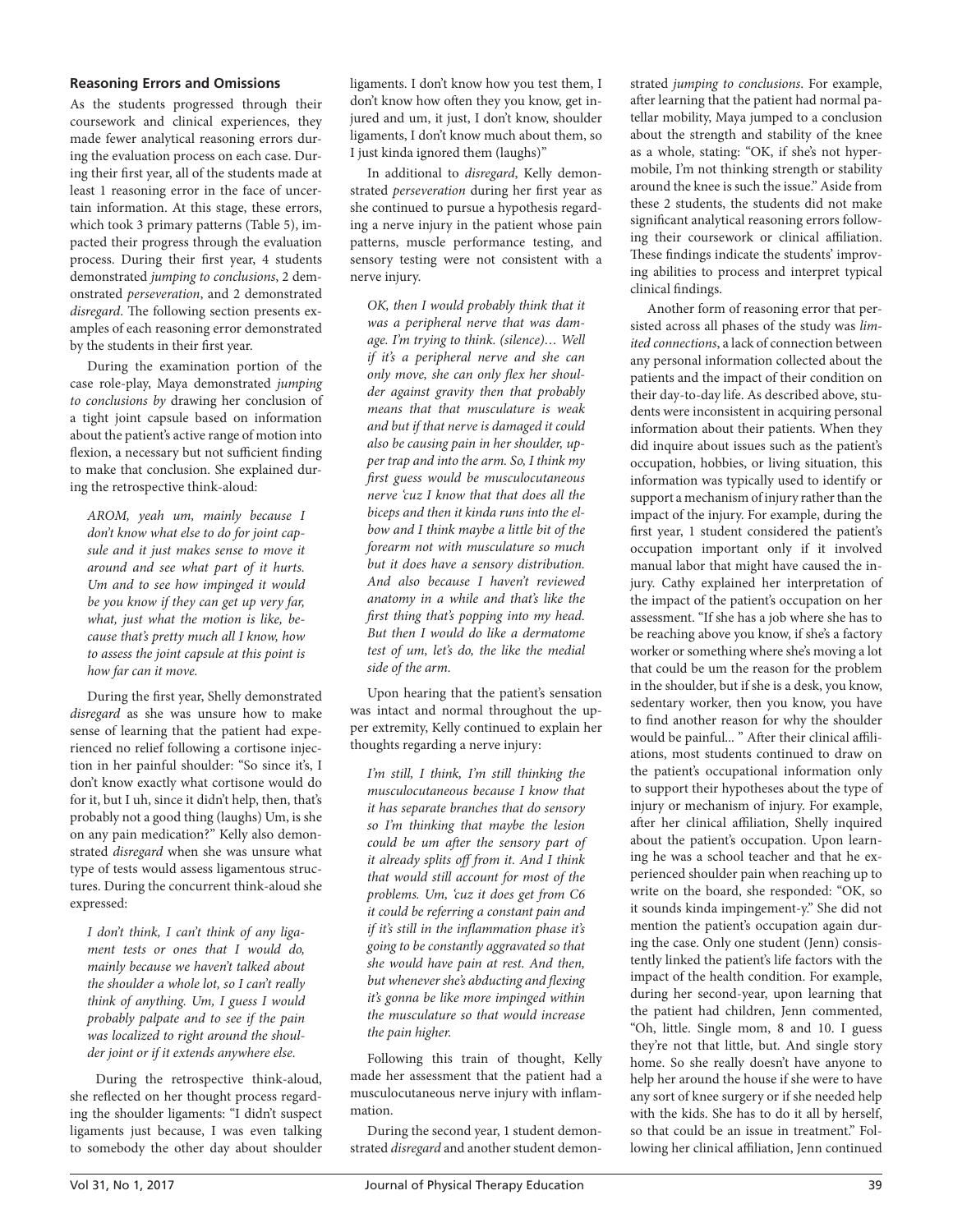### Reasoning Errors and Omissions

As the students progressed through their coursework and clinical experiences, they made fewer analytical reasoning errors during the evaluation process on each case. During their first year, all of the students made at least 1 reasoning error in the face of uncertain information. At this stage, these errors, which took 3 primary patterns (Table 5), impacted their progress through the evaluation process. During their first year, 4 students demonstrated *jumping to conclusions*, 2 demonstrated *perseveration*, and 2 demonstrated *disregard*. The following section presents examples of each reasoning error demonstrated by the students in their first year.

During the examination portion of the case role-play, Maya demonstrated *jumping to conclusions by* drawing her conclusion of a tight joint capsule based on information about the patient's active range of motion into flexion, a necessary but not sufficient finding to make that conclusion. She explained during the retrospective think-aloud:

> *AROM, yeah um, mainly because I don't know what else to do for joint capsule and it just makes sense to move it around and see what part of it hurts. Um and to see how impinged it would be you know if they can get up very far, what, just what the motion is like, because that's pretty much all I know, how to assess the joint capsule at this point is how far can it move.*

During the first year, Shelly demonstrated *disregard* as she was unsure how to make sense of learning that the patient had experienced no relief following a cortisone injection in her painful shoulder: "So since it's, I don't know exactly what cortisone would do for it, but I uh, since it didn't help, then, that's probably not a good thing (laughs) Um, is she on any pain medication?" Kelly also demonstrated *disregard* when she was unsure what type of tests would assess ligamentous structures. During the concurrent think-aloud she expressed:

> *I don't think, I can't think of any ligament tests or ones that I would do, mainly because we haven't talked about the shoulder a whole lot, so I can't really think of anything. Um, I guess I would probably palpate and to see if the pain was localized to right around the shoulder joint or if it extends anywhere else.*

During the retrospective think-aloud, she reflected on her thought process regarding the shoulder ligaments: "I didn't suspect ligaments just because, I was even talking to somebody the other day about shoulder ligaments. I don't know how you test them, I don't know how often they you know, get injured and um, it just, I don't know, shoulder ligaments, I don't know much about them, so I just kinda ignored them (laughs)"

In additional to *disregard*, Kelly demonstrated *perseveration* during her first year as she continued to pursue a hypothesis regarding a nerve injury in the patient whose pain patterns, muscle performance testing, and sensory testing were not consistent with a nerve injury.

> *OK, then I would probably think that it was a peripheral nerve that was damage. I'm trying to think. (silence)… Well if it's a peripheral nerve and she can only move, she can only flex her shoulder against gravity then that probably means that that musculature is weak and but if that nerve is damaged it could also be causing pain in her shoulder, upper trap and into the arm. So, I think my first guess would be musculocutaneous nerve 'cuz I know that that does all the biceps and then it kinda runs into the elbow and I think maybe a little bit of the forearm not with musculature so much but it does have a sensory distribution. And also because I haven't reviewed anatomy in a while and that's like the first thing that's popping into my head. But then I would do like a dermatome test of um, let's do, the like the medial side of the arm.*

Upon hearing that the patient's sensation was intact and normal throughout the upper extremity, Kelly continued to explain her thoughts regarding a nerve injury:

> *I'm still, I think, I'm still thinking the musculocutaneous because I know that it has separate branches that do sensory so I'm thinking that maybe the lesion could be um after the sensory part of it already splits off from it. And I think that would still account for most of the problems. Um, 'cuz it does get from C6 it could be referring a constant pain and if it's still in the inflammation phase it's going to be constantly aggravated so that she would have pain at rest. And then, but whenever she's abducting and flexing it's gonna be like more impinged within the musculature so that would increase the pain higher.*

Following this train of thought, Kelly made her assessment that the patient had a musculocutaneous nerve injury with inflammation.

During the second year, 1 student demonstrated *disregard* and another student demonstrated *jumping to conclusions*. For example, after learning that the patient had normal patellar mobility, Maya jumped to a conclusion about the strength and stability of the knee as a whole, stating: "OK, if she's not hypermobile, I'm not thinking strength or stability around the knee is such the issue." Aside from these 2 students, the students did not make significant analytical reasoning errors following their coursework or clinical affiliation. These findings indicate the students' improving abilities to process and interpret typical clinical findings.

Another form of reasoning error that persisted across all phases of the study was *limited connections*, a lack of connection between any personal information collected about the patients and the impact of their condition on their day-to-day life. As described above, students were inconsistent in acquiring personal information about their patients. When they did inquire about issues such as the patient's occupation, hobbies, or living situation, this information was typically used to identify or support a mechanism of injury rather than the impact of the injury. For example, during the first year, 1 student considered the patient's occupation important only if it involved manual labor that might have caused the injury. Cathy explained her interpretation of the impact of the patient's occupation on her assessment. "If she has a job where she has to be reaching above you know, if she's a factory worker or something where she's moving a lot that could be um the reason for the problem in the shoulder, but if she is a desk, you know, sedentary worker, then you know, you have to find another reason for why the shoulder would be painful... " After their clinical affiliations, most students continued to draw on the patient's occupational information only to support their hypotheses about the type of injury or mechanism of injury. For example, after her clinical affiliation, Shelly inquired about the patient's occupation. Upon learning he was a school teacher and that he experienced shoulder pain when reaching up to write on the board, she responded: "OK, so it sounds kinda impingement-y." She did not mention the patient's occupation again during the case. Only one student (Jenn) consistently linked the patient's life factors with the impact of the health condition. For example, during her second-year, upon learning that the patient had children, Jenn commented, "Oh, little. Single mom, 8 and 10. I guess they're not that little, but. And single story home. So she really doesn't have anyone to help her around the house if she were to have any sort of knee surgery or if she needed help with the kids. She has to do it all by herself, so that could be an issue in treatment." Following her clinical affiliation, Jenn continued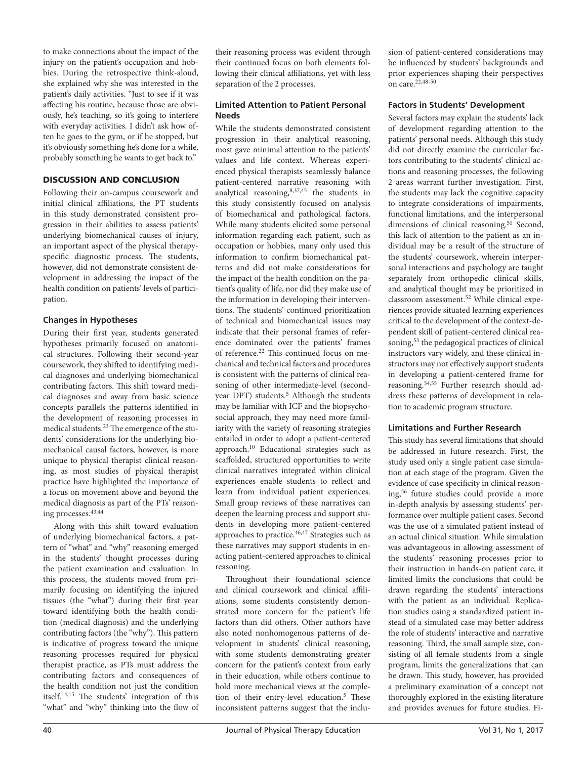to make connections about the impact of the injury on the patient's occupation and hobbies. During the retrospective think-aloud, she explained why she was interested in the patient's daily activities. "Just to see if it was affecting his routine, because those are obviously, he's teaching, so it's going to interfere with everyday activities. I didn't ask how often he goes to the gym, or if he stopped, but it's obviously something he's done for a while, probably something he wants to get back to."

## DISCUSSION AND CONCLUSION

Following their on-campus coursework and initial clinical affiliations, the PT students in this study demonstrated consistent progression in their abilities to assess patients' underlying biomechanical causes of injury, an important aspect of the physical therapy-specific diagnostic process. The students, however, did not demonstrate consistent development in addressing the impact of the health condition on patients' levels of participation.

### Changes in Hypotheses

During their first year, students generated hypotheses primarily focused on anatomical structures. Following their second-year coursework, they shifted to identifying medical diagnoses and underlying biomechanical contributing factors. This shift toward medical diagnoses and away from basic science concepts parallels the patterns identified in the development of reasoning processes in medical students.[23] The emergence of the students' considerations for the underlying biomechanical causal factors, however, is more unique to physical therapist clinical reasoning, as most studies of physical therapist practice have highlighted the importance of a focus on movement above and beyond the medical diagnosis as part of the PTs' reasoning processes.[43,44]

Along with this shift toward evaluation of underlying biomechanical factors, a pattern of "what" and "why" reasoning emerged in the students' thought processes during the patient examination and evaluation. In this process, the students moved from primarily focusing on identifying the injured tissues (the "what") during their first year toward identifying both the health condition (medical diagnosis) and the underlying contributing factors (the "why"). This pattern is indicative of progress toward the unique reasoning processes required for physical therapist practice, as PTs must address the contributing factors and consequences of the health condition not just the condition itself.[14,15] The students' integration of this "what" and "why" thinking into the flow of their reasoning process was evident through their continued focus on both elements following their clinical affiliations, yet with less separation of the 2 processes.

### Limited Attention to Patient Personal Needs

While the students demonstrated consistent progression in their analytical reasoning, most gave minimal attention to the patients' values and life context. Whereas experienced physical therapists seamlessly balance patient-centered narrative reasoning with analytical reasoning,[8,37,45] the students in this study consistently focused on analysis of biomechanical and pathological factors. While many students elicited some personal information regarding each patient, such as occupation or hobbies, many only used this information to confirm biomechanical patterns and did not make considerations for the impact of the health condition on the patient's quality of life, nor did they make use of the information in developing their interventions. The students' continued prioritization of technical and biomechanical issues may indicate that their personal frames of reference dominated over the patients' frames of reference.[22] This continued focus on mechanical and technical factors and procedures is consistent with the patterns of clinical reasoning of other intermediate-level (second-year DPT) students.[5] Although the students may be familiar with ICF and the biopsychosocial approach, they may need more familiarity with the variety of reasoning strategies entailed in order to adopt a patient-centered approach.[10] Educational strategies such as scaffolded, structured opportunities to write clinical narratives integrated within clinical experiences enable students to reflect and learn from individual patient experiences. Small group reviews of these narratives can deepen the learning process and support students in developing more patient-centered approaches to practice.[46,47] Strategies such as these narratives may support students in enacting patient-centered approaches to clinical reasoning.

Throughout their foundational science and clinical coursework and clinical affiliations, some students consistently demonstrated more concern for the patient's life factors than did others. Other authors have also noted nonhomogenous patterns of development in students' clinical reasoning, with some students demonstrating greater concern for the patient's context from early in their education, while others continue to hold more mechanical views at the completion of their entry-level education.[5] These inconsistent patterns suggest that the inclusion of patient-centered considerations may be influenced by students' backgrounds and prior experiences shaping their perspectives on care.[22,48-50]

### Factors in Students' Development

Several factors may explain the students' lack of development regarding attention to the patients' personal needs. Although this study did not directly examine the curricular factors contributing to the students' clinical actions and reasoning processes, the following 2 areas warrant further investigation. First, the students may lack the cognitive capacity to integrate considerations of impairments, functional limitations, and the interpersonal dimensions of clinical reasoning.[51] Second, this lack of attention to the patient as an individual may be a result of the structure of the students' coursework, wherein interpersonal interactions and psychology are taught separately from orthopedic clinical skills, and analytical thought may be prioritized in classroom assessment.[52] While clinical experiences provide situated learning experiences critical to the development of the context-dependent skill of patient-centered clinical reasoning,[53] the pedagogical practices of clinical instructors vary widely, and these clinical instructors may not effectively support students in developing a patient-centered frame for reasoning.[54,55] Further research should address these patterns of development in relation to academic program structure.

### Limitations and Further Research

This study has several limitations that should be addressed in future research. First, the study used only a single patient case simulation at each stage of the program. Given the evidence of case specificity in clinical reasoning,[56] future studies could provide a more in-depth analysis by assessing students' performance over multiple patient cases. Second was the use of a simulated patient instead of an actual clinical situation. While simulation was advantageous in allowing assessment of the students' reasoning processes prior to their instruction in hands-on patient care, it limited limits the conclusions that could be drawn regarding the students' interactions with the patient as an individual. Replication studies using a standardized patient instead of a simulated case may better address the role of students' interactive and narrative reasoning. Third, the small sample size, consisting of all female students from a single program, limits the generalizations that can be drawn. This study, however, has provided a preliminary examination of a concept not thoroughly explored in the existing literature and provides avenues for future studies. Fi-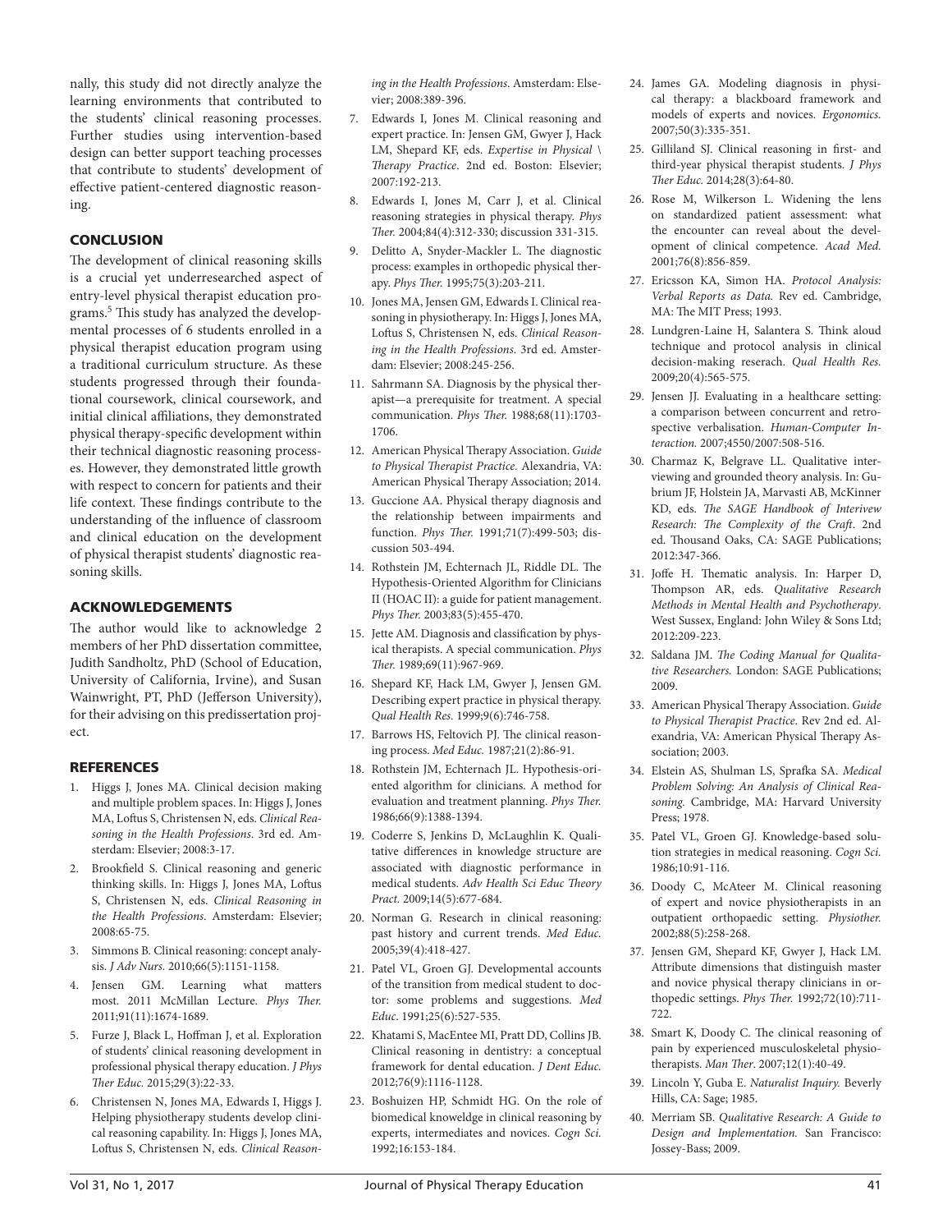nally, this study did not directly analyze the learning environments that contributed to the students' clinical reasoning processes. Further studies using intervention-based design can better support teaching processes that contribute to students' development of effective patient-centered diagnostic reasoning.

## CONCLUSION

The development of clinical reasoning skills is a crucial yet underresearched aspect of entry-level physical therapist education programs.[5] This study has analyzed the developmental processes of 6 students enrolled in a physical therapist education program using a traditional curriculum structure. As these students progressed through their foundational coursework, clinical coursework, and initial clinical affiliations, they demonstrated physical therapy-specific development within their technical diagnostic reasoning processes. However, they demonstrated little growth with respect to concern for patients and their life context. These findings contribute to the understanding of the influence of classroom and clinical education on the development of physical therapist students' diagnostic reasoning skills.

## ACKNOWLEDGEMENTS

The author would like to acknowledge 2 members of her PhD dissertation committee, Judith Sandholtz, PhD (School of Education, University of California, Irvine), and Susan Wainwright, PT, PhD (Jefferson University), for their advising on this predissertation project.

## REFERENCES

1. Higgs J, Jones MA. Clinical decision making and multiple problem spaces. In: Higgs J, Jones MA, Loftus S, Christensen N, eds. *Clinical Reasoning in the Health Professions*. 3rd ed. Amsterdam: Elsevier; 2008:3-17.
2. Brookfield S. Clinical reasoning and generic thinking skills. In: Higgs J, Jones MA, Loftus S, Christensen N, eds. *Clinical Reasoning in the Health Professions*. Amsterdam: Elsevier; 2008:65-75.
3. Simmons B. Clinical reasoning: concept analysis. *J Adv Nurs*. 2010;66(5):1151-1158.
4. Jensen GM. Learning what matters most. 2011 McMillan Lecture. *Phys Ther.* 2011;91(11):1674-1689.
5. Furze J, Black L, Hoffman J, et al. Exploration of students' clinical reasoning development in professional physical therapy education. *J Phys Ther Educ.* 2015;29(3):22-33.
6. Christensen N, Jones MA, Edwards I, Higgs J. Helping physiotherapy students develop clinical reasoning capability. In: Higgs J, Jones MA, Loftus S, Christensen N, eds. *Clinical Reasoning in the Health Professions*. Amsterdam: Elsevier; 2008:389-396.
7. Edwards I, Jones M. Clinical reasoning and expert practice. In: Jensen GM, Gwyer J, Hack LM, Shepard KF, eds. *Expertise in Physical \ Therapy Practice*. 2nd ed. Boston: Elsevier; 2007:192-213.
8. Edwards I, Jones M, Carr J, et al. Clinical reasoning strategies in physical therapy. *Phys Ther.* 2004;84(4):312-330; discussion 331-315.
9. Delitto A, Snyder-Mackler L. The diagnostic process: examples in orthopedic physical therapy. *Phys Ther.* 1995;75(3):203-211.
10. Jones MA, Jensen GM, Edwards I. Clinical reasoning in physiotherapy. In: Higgs J, Jones MA, Loftus S, Christensen N, eds. *Clinical Reasoning in the Health Professions*. 3rd ed. Amsterdam: Elsevier; 2008:245-256.
11. Sahrmann SA. Diagnosis by the physical therapist—a prerequisite for treatment. A special communication. *Phys Ther.* 1988;68(11):1703-1706.
12. American Physical Therapy Association. *Guide to Physical Therapist Practice*. Alexandria, VA: American Physical Therapy Association; 2014.
13. Guccione AA. Physical therapy diagnosis and the relationship between impairments and function. *Phys Ther.* 1991;71(7):499-503; discussion 503-494.
14. Rothstein JM, Echternach JL, Riddle DL. The Hypothesis-Oriented Algorithm for Clinicians II (HOAC II): a guide for patient management. *Phys Ther.* 2003;83(5):455-470.
15. Jette AM. Diagnosis and classification by physical therapists. A special communication. *Phys Ther.* 1989;69(11):967-969.
16. Shepard KF, Hack LM, Gwyer J, Jensen GM. Describing expert practice in physical therapy. *Qual Health Res*. 1999;9(6):746-758.
17. Barrows HS, Feltovich PJ. The clinical reasoning process. *Med Educ*. 1987;21(2):86-91.
18. Rothstein JM, Echternach JL. Hypothesis-oriented algorithm for clinicians. A method for evaluation and treatment planning. *Phys Ther.* 1986;66(9):1388-1394.
19. Coderre S, Jenkins D, McLaughlin K. Qualitative differences in knowledge structure are associated with diagnostic performance in medical students. *Adv Health Sci Educ Theory Pract*. 2009;14(5):677-684.
20. Norman G. Research in clinical reasoning: past history and current trends. *Med Educ*. 2005;39(4):418-427.
21. Patel VL, Groen GJ. Developmental accounts of the transition from medical student to doctor: some problems and suggestions. *Med Educ*. 1991;25(6):527-535.
22. Khatami S, MacEntee MI, Pratt DD, Collins JB. Clinical reasoning in dentistry: a conceptual framework for dental education. *J Dent Educ.* 2012;76(9):1116-1128.
23. Boshuizen HP, Schmidt HG. On the role of biomedical knoweldge in clinical reasoning by experts, intermediates and novices. *Cogn Sci.* 1992;16:153-184.
24. James GA. Modeling diagnosis in physical therapy: a blackboard framework and models of experts and novices. *Ergonomics.* 2007;50(3):335-351.
25. Gilliland SJ. Clinical reasoning in first- and third-year physical therapist students. *J Phys Ther Educ*. 2014;28(3):64-80.
26. Rose M, Wilkerson L. Widening the lens on standardized patient assessment: what the encounter can reveal about the development of clinical competence. *Acad Med.* 2001;76(8):856-859.
27. Ericsson KA, Simon HA. *Protocol Analysis: Verbal Reports as Data.* Rev ed. Cambridge, MA: The MIT Press; 1993.
28. Lundgren-Laine H, Salantera S. Think aloud technique and protocol analysis in clinical decision-making reserach. *Qual Health Res.* 2009;20(4):565-575.
29. Jensen JJ. Evaluating in a healthcare setting: a comparison between concurrent and retrospective verbalisation. *Human-Computer Interaction.* 2007;4550/2007:508-516.
30. Charmaz K, Belgrave LL. Qualitative interviewing and grounded theory analysis. In: Gubrium JF, Holstein JA, Marvasti AB, McKinner KD, eds. *The SAGE Handbook of Interivew Research: The Complexity of the Craft*. 2nd ed. Thousand Oaks, CA: SAGE Publications; 2012:347-366.
31. Joffe H. Thematic analysis. In: Harper D, Thompson AR, eds. *Qualitative Research Methods in Mental Health and Psychotherapy*. West Sussex, England: John Wiley & Sons Ltd; 2012:209-223.
32. Saldana JM. *The Coding Manual for Qualitative Researchers.* London: SAGE Publications; 2009.
33. American Physical Therapy Association. *Guide to Physical Therapist Practice*. Rev 2nd ed. Alexandria, VA: American Physical Therapy Association; 2003.
34. Elstein AS, Shulman LS, Sprafka SA. *Medical Problem Solving: An Analysis of Clinical Reasoning.* Cambridge, MA: Harvard University Press; 1978.
35. Patel VL, Groen GJ. Knowledge-based solution strategies in medical reasoning. *Cogn Sci.* 1986;10:91-116.
36. Doody C, McAteer M. Clinical reasoning of expert and novice physiotherapists in an outpatient orthopaedic setting. *Physiother.* 2002;88(5):258-268.
37. Jensen GM, Shepard KF, Gwyer J, Hack LM. Attribute dimensions that distinguish master and novice physical therapy clinicians in orthopedic settings. *Phys Ther.* 1992;72(10):711-722.
38. Smart K, Doody C. The clinical reasoning of pain by experienced musculoskeletal physiotherapists. *Man Ther*. 2007;12(1):40-49.
39. Lincoln Y, Guba E. *Naturalist Inquiry.* Beverly Hills, CA: Sage; 1985.
40. Merriam SB. *Qualitative Research: A Guide to Design and Implementation.* San Francisco: Jossey-Bass; 2009.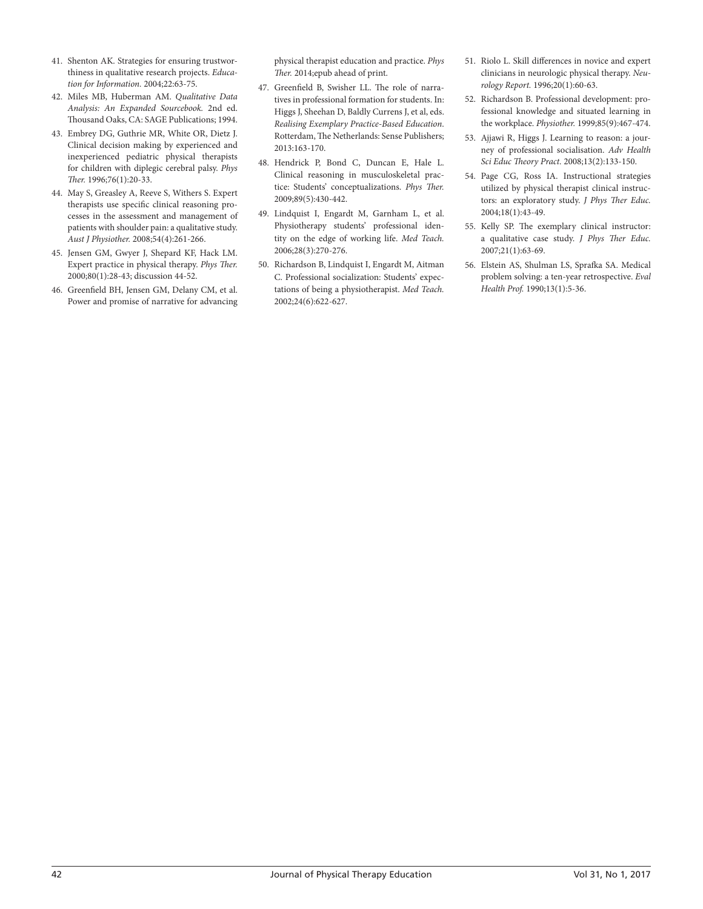41. Shenton AK. Strategies for ensuring trustworthiness in qualitative research projects. *Education for Information.* 2004;22:63-75.
42. Miles MB, Huberman AM. *Qualitative Data Analysis: An Expanded Sourcebook.* 2nd ed. Thousand Oaks, CA: SAGE Publications; 1994.
43. Embrey DG, Guthrie MR, White OR, Dietz J. Clinical decision making by experienced and inexperienced pediatric physical therapists for children with diplegic cerebral palsy. *Phys Ther.* 1996;76(1):20-33.
44. May S, Greasley A, Reeve S, Withers S. Expert therapists use specific clinical reasoning processes in the assessment and management of patients with shoulder pain: a qualitative study. *Aust J Physiother.* 2008;54(4):261-266.
45. Jensen GM, Gwyer J, Shepard KF, Hack LM. Expert practice in physical therapy. *Phys Ther.* 2000;80(1):28-43; discussion 44-52.
46. Greenfield BH, Jensen GM, Delany CM, et al. Power and promise of narrative for advancing physical therapist education and practice. *Phys Ther.* 2014;epub ahead of print.
47. Greenfield B, Swisher LL. The role of narratives in professional formation for students. In: Higgs J, Sheehan D, Baldly Currens J, et al, eds. *Realising Exemplary Practice-Based Education*. Rotterdam, The Netherlands: Sense Publishers; 2013:163-170.
48. Hendrick P, Bond C, Duncan E, Hale L. Clinical reasoning in musculoskeletal practice: Students' conceptualizations. *Phys Ther.* 2009;89(5):430-442.
49. Lindquist I, Engardt M, Garnham L, et al. Physiotherapy students' professional identity on the edge of working life. *Med Teach*. 2006;28(3):270-276.
50. Richardson B, Lindquist I, Engardt M, Aitman C. Professional socialization: Students' expectations of being a physiotherapist. *Med Teach*. 2002;24(6):622-627.
51. Riolo L. Skill differences in novice and expert clinicians in neurologic physical therapy. *Neurology Report.* 1996;20(1):60-63.
52. Richardson B. Professional development: professional knowledge and situated learning in the workplace. *Physiother.* 1999;85(9):467-474.
53. Ajjawi R, Higgs J. Learning to reason: a journey of professional socialisation. *Adv Health Sci Educ Theory Pract*. 2008;13(2):133-150.
54. Page CG, Ross IA. Instructional strategies utilized by physical therapist clinical instructors: an exploratory study. *J Phys Ther Educ.* 2004;18(1):43-49.
55. Kelly SP. The exemplary clinical instructor: a qualitative case study. *J Phys Ther Educ.* 2007;21(1):63-69.
56. Elstein AS, Shulman LS, Sprafka SA. Medical problem solving: a ten-year retrospective. *Eval Health Prof.* 1990;13(1):5-36.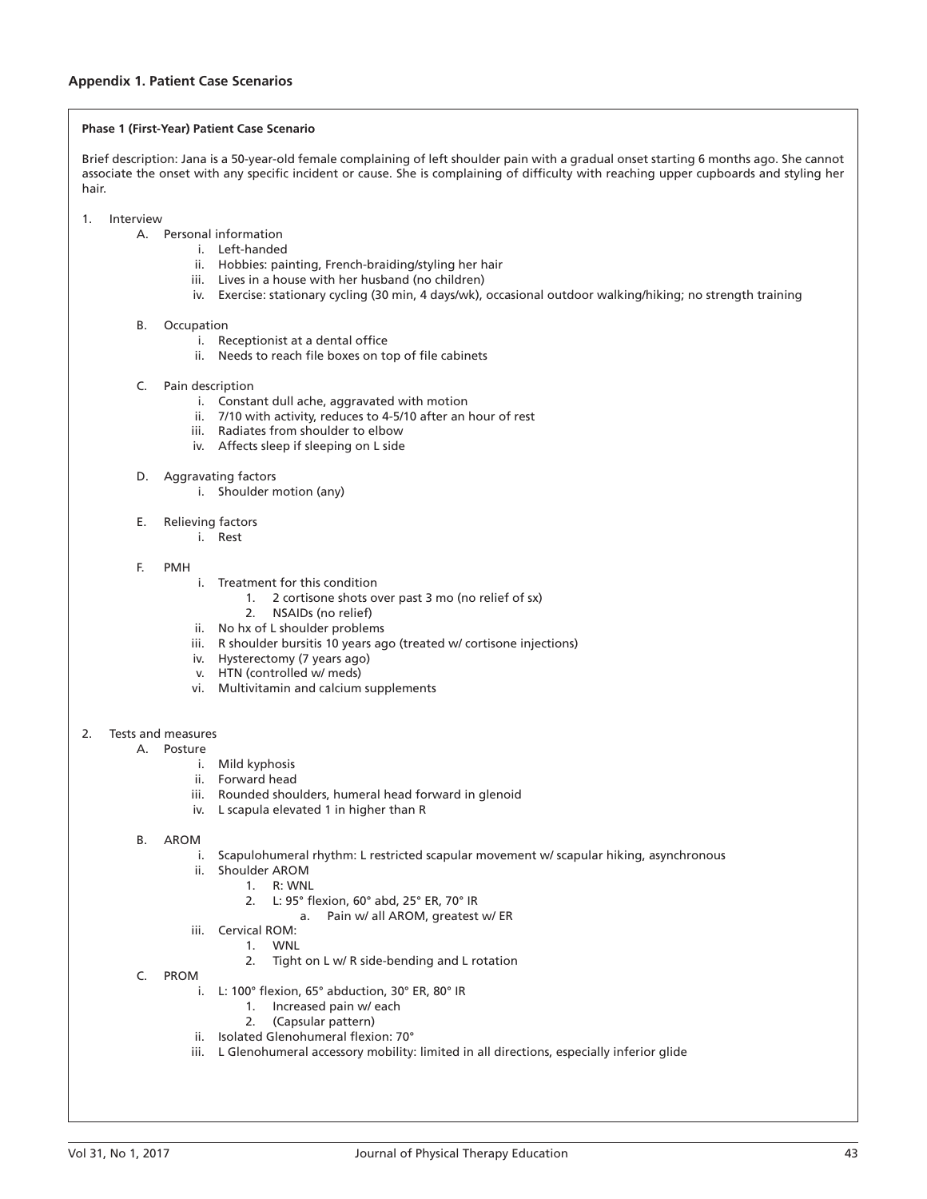## Appendix 1. Patient Case Scenarios

**Phase 1 (First-Year) Patient Case Scenario**

Brief description: Jana is a 50-year-old female complaining of left shoulder pain with a gradual onset starting 6 months ago. She cannot associate the onset with any specific incident or cause. She is complaining of difficulty with reaching upper cupboards and styling her hair.

1. Interview
   - A. Personal information
     - i. Left-handed
     - ii. Hobbies: painting, French-braiding/styling her hair
     - iii. Lives in a house with her husband (no children)
     - iv. Exercise: stationary cycling (30 min, 4 days/wk), occasional outdoor walking/hiking; no strength training
   - B. Occupation
     - i. Receptionist at a dental office
     - ii. Needs to reach file boxes on top of file cabinets
   - C. Pain description
     - i. Constant dull ache, aggravated with motion
     - ii. 7/10 with activity, reduces to 4-5/10 after an hour of rest
     - iii. Radiates from shoulder to elbow
     - iv. Affects sleep if sleeping on L side
   - D. Aggravating factors
     - i. Shoulder motion (any)
   - E. Relieving factors
     - i. Rest
   - F. PMH
     - i. Treatment for this condition
       1. 2 cortisone shots over past 3 mo (no relief of sx)
       2. NSAIDs (no relief)
     - ii. No hx of L shoulder problems
     - iii. R shoulder bursitis 10 years ago (treated w/ cortisone injections)
     - iv. Hysterectomy (7 years ago)
     - v. HTN (controlled w/ meds)
     - vi. Multivitamin and calcium supplements

2. Tests and measures
   - A. Posture
     - i. Mild kyphosis
     - ii. Forward head
     - iii. Rounded shoulders, humeral head forward in glenoid
     - iv. L scapula elevated 1 in higher than R
   - B. AROM
     - i. Scapulohumeral rhythm: L restricted scapular movement w/ scapular hiking, asynchronous
     - ii. Shoulder AROM
       1. R: WNL
       2. L: 95° flexion, 60° abd, 25° ER, 70° IR
          - a. Pain w/ all AROM, greatest w/ ER
     - iii. Cervical ROM:
       1. WNL
       2. Tight on L w/ R side-bending and L rotation
   - C. PROM
     - i. L: 100° flexion, 65° abduction, 30° ER, 80° IR
       1. Increased pain w/ each
       2. (Capsular pattern)
     - ii. Isolated Glenohumeral flexion: 70°
     - iii. L Glenohumeral accessory mobility: limited in all directions, especially inferior glide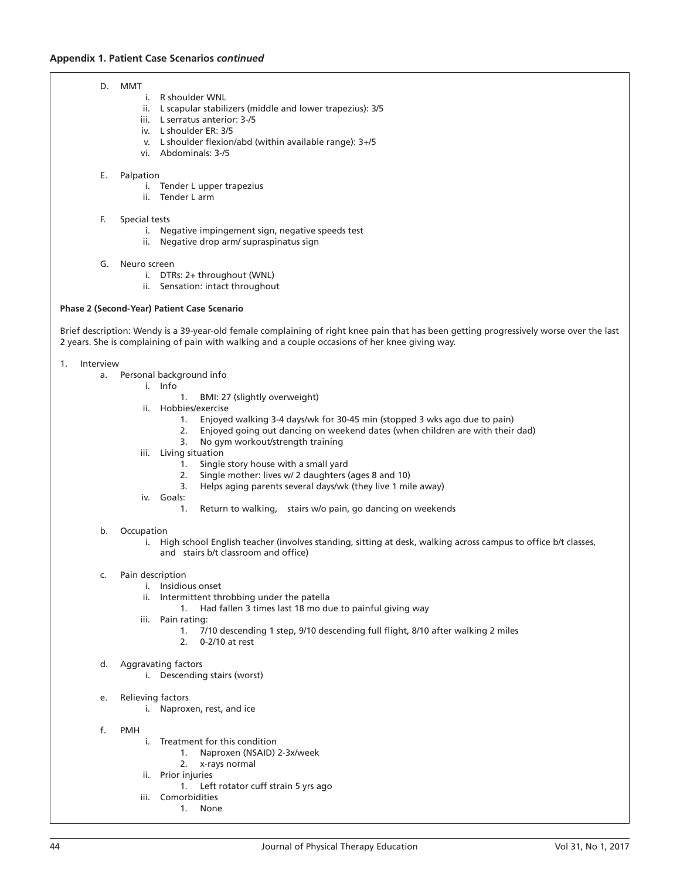**Appendix 1. Patient Case Scenarios *continued***

- D. MMT
    - i. R shoulder WNL
    - ii. L scapular stabilizers (middle and lower trapezius): 3/5
    - iii. L serratus anterior: 3-/5
    - iv. L shoulder ER: 3/5
    - v. L shoulder flexion/abd (within available range): 3+/5
    - vi. Abdominals: 3-/5

- E. Palpation
    - i. Tender L upper trapezius
    - ii. Tender L arm

- F. Special tests
    - i. Negative impingement sign, negative speeds test
    - ii. Negative drop arm/ supraspinatus sign

- G. Neuro screen
    - i. DTRs: 2+ throughout (WNL)
    - ii. Sensation: intact throughout

**Phase 2 (Second-Year) Patient Case Scenario**

Brief description: Wendy is a 39-year-old female complaining of right knee pain that has been getting progressively worse over the last 2 years. She is complaining of pain with walking and a couple occasions of her knee giving way.

1. Interview
    - a. Personal background info
        - i. Info
            1. BMI: 27 (slightly overweight)
        - ii. Hobbies/exercise
            1. Enjoyed walking 3-4 days/wk for 30-45 min (stopped 3 wks ago due to pain)
            2. Enjoyed going out dancing on weekend dates (when children are with their dad)
            3. No gym workout/strength training
        - iii. Living situation
            1. Single story house with a small yard
            2. Single mother: lives w/ 2 daughters (ages 8 and 10)
            3. Helps aging parents several days/wk (they live 1 mile away)
        - iv. Goals:
            1. Return to walking, stairs w/o pain, go dancing on weekends

    - b. Occupation
        - i. High school English teacher (involves standing, sitting at desk, walking across campus to office b/t classes, and stairs b/t classroom and office)

    - c. Pain description
        - i. Insidious onset
        - ii. Intermittent throbbing under the patella
            1. Had fallen 3 times last 18 mo due to painful giving way
        - iii. Pain rating:
            1. 7/10 descending 1 step, 9/10 descending full flight, 8/10 after walking 2 miles
            2. 0-2/10 at rest

    - d. Aggravating factors
        - i. Descending stairs (worst)

    - e. Relieving factors
        - i. Naproxen, rest, and ice

    - f. PMH
        - i. Treatment for this condition
            1. Naproxen (NSAID) 2-3x/week
            2. x-rays normal
        - ii. Prior injuries
            1. Left rotator cuff strain 5 yrs ago
        - iii. Comorbidities
            1. None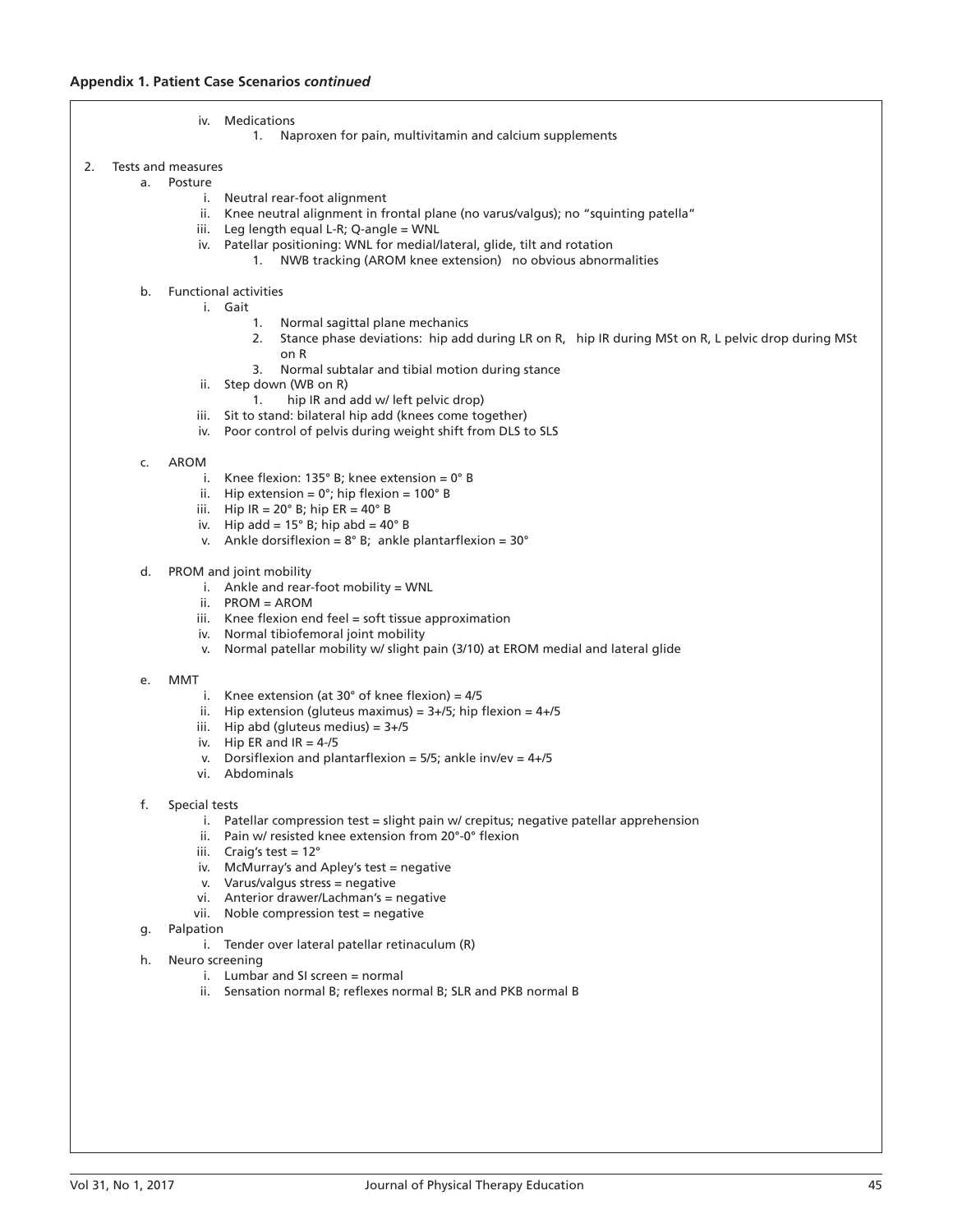**Appendix 1. Patient Case Scenarios *continued***

- iv. Medications
  1. Naproxen for pain, multivitamin and calcium supplements

2. Tests and measures
   - a. Posture
     - i. Neutral rear-foot alignment
     - ii. Knee neutral alignment in frontal plane (no varus/valgus); no "squinting patella"
     - iii. Leg length equal L-R; Q-angle = WNL
     - iv. Patellar positioning: WNL for medial/lateral, glide, tilt and rotation
       1. NWB tracking (AROM knee extension) no obvious abnormalities
   - b. Functional activities
     - i. Gait
       1. Normal sagittal plane mechanics
       2. Stance phase deviations: hip add during LR on R, hip IR during MSt on R, L pelvic drop during MSt on R
       3. Normal subtalar and tibial motion during stance
     - ii. Step down (WB on R)
       1. hip IR and add w/ left pelvic drop)
     - iii. Sit to stand: bilateral hip add (knees come together)
     - iv. Poor control of pelvis during weight shift from DLS to SLS
   - c. AROM
     - i. Knee flexion: 135° B; knee extension = 0° B
     - ii. Hip extension = 0°; hip flexion = 100° B
     - iii. Hip IR = 20° B; hip ER = 40° B
     - iv. Hip add = 15° B; hip abd = 40° B
     - v. Ankle dorsiflexion = 8° B; ankle plantarflexion = 30°
   - d. PROM and joint mobility
     - i. Ankle and rear-foot mobility = WNL
     - ii. PROM = AROM
     - iii. Knee flexion end feel = soft tissue approximation
     - iv. Normal tibiofemoral joint mobility
     - v. Normal patellar mobility w/ slight pain (3/10) at EROM medial and lateral glide
   - e. MMT
     - i. Knee extension (at 30° of knee flexion) = 4/5
     - ii. Hip extension (gluteus maximus) = 3+/5; hip flexion = 4+/5
     - iii. Hip abd (gluteus medius) = 3+/5
     - iv. Hip ER and IR = 4-/5
     - v. Dorsiflexion and plantarflexion = 5/5; ankle inv/ev = 4+/5
     - vi. Abdominals
   - f. Special tests
     - i. Patellar compression test = slight pain w/ crepitus; negative patellar apprehension
     - ii. Pain w/ resisted knee extension from 20°-0° flexion
     - iii. Craig's test = 12°
     - iv. McMurray's and Apley's test = negative
     - v. Varus/valgus stress = negative
     - vi. Anterior drawer/Lachman's = negative
     - vii. Noble compression test = negative
   - g. Palpation
     - i. Tender over lateral patellar retinaculum (R)
   - h. Neuro screening
     - i. Lumbar and SI screen = normal
     - ii. Sensation normal B; reflexes normal B; SLR and PKB normal B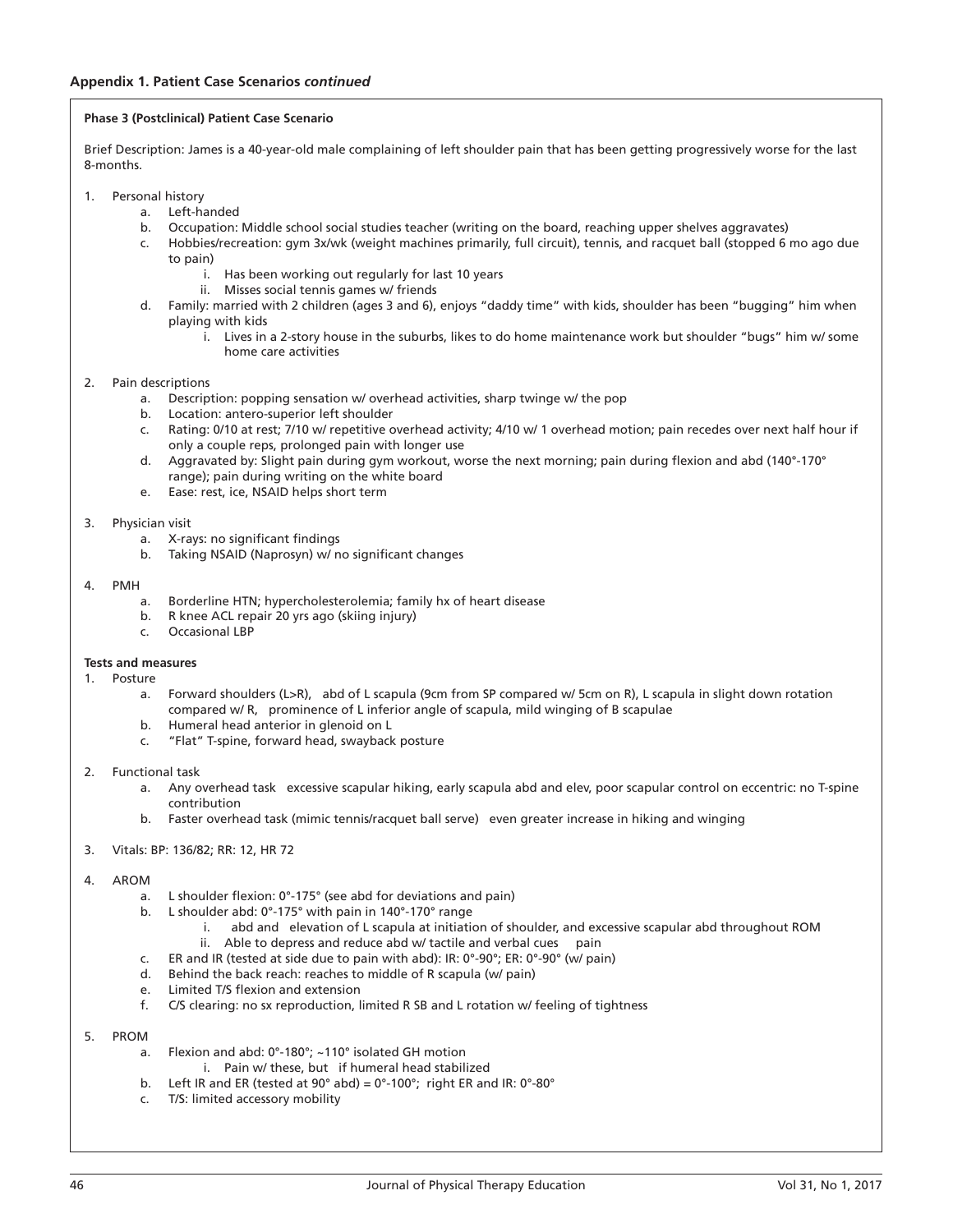## Appendix 1. Patient Case Scenarios *continued*

**Phase 3 (Postclinical) Patient Case Scenario**

Brief Description: James is a 40-year-old male complaining of left shoulder pain that has been getting progressively worse for the last 8-months.

1. Personal history
   a. Left-handed
   b. Occupation: Middle school social studies teacher (writing on the board, reaching upper shelves aggravates)
   c. Hobbies/recreation: gym 3x/wk (weight machines primarily, full circuit), tennis, and racquet ball (stopped 6 mo ago due to pain)
      i. Has been working out regularly for last 10 years
      ii. Misses social tennis games w/ friends
   d. Family: married with 2 children (ages 3 and 6), enjoys "daddy time" with kids, shoulder has been "bugging" him when playing with kids
      i. Lives in a 2-story house in the suburbs, likes to do home maintenance work but shoulder "bugs" him w/ some home care activities

2. Pain descriptions
   a. Description: popping sensation w/ overhead activities, sharp twinge w/ the pop
   b. Location: antero-superior left shoulder
   c. Rating: 0/10 at rest; 7/10 w/ repetitive overhead activity; 4/10 w/ 1 overhead motion; pain recedes over next half hour if only a couple reps, prolonged pain with longer use
   d. Aggravated by: Slight pain during gym workout, worse the next morning; pain during flexion and abd (140°-170° range); pain during writing on the white board
   e. Ease: rest, ice, NSAID helps short term

3. Physician visit
   a. X-rays: no significant findings
   b. Taking NSAID (Naprosyn) w/ no significant changes

4. PMH
   a. Borderline HTN; hypercholesterolemia; family hx of heart disease
   b. R knee ACL repair 20 yrs ago (skiing injury)
   c. Occasional LBP

**Tests and measures**

1. Posture
   a. Forward shoulders (L>R), abd of L scapula (9cm from SP compared w/ 5cm on R), L scapula in slight down rotation compared w/ R, prominence of L inferior angle of scapula, mild winging of B scapulae
   b. Humeral head anterior in glenoid on L
   c. "Flat" T-spine, forward head, swayback posture

2. Functional task
   a. Any overhead task excessive scapular hiking, early scapula abd and elev, poor scapular control on eccentric: no T-spine contribution
   b. Faster overhead task (mimic tennis/racquet ball serve) even greater increase in hiking and winging

3. Vitals: BP: 136/82; RR: 12, HR 72

4. AROM
   a. L shoulder flexion: 0°-175° (see abd for deviations and pain)
   b. L shoulder abd: 0°-175° with pain in 140°-170° range
      i. abd and elevation of L scapula at initiation of shoulder, and excessive scapular abd throughout ROM
      ii. Able to depress and reduce abd w/ tactile and verbal cues pain
   c. ER and IR (tested at side due to pain with abd): IR: 0°-90°; ER: 0°-90° (w/ pain)
   d. Behind the back reach: reaches to middle of R scapula (w/ pain)
   e. Limited T/S flexion and extension
   f. C/S clearing: no sx reproduction, limited R SB and L rotation w/ feeling of tightness

5. PROM
   a. Flexion and abd: 0°-180°; ~110° isolated GH motion
      i. Pain w/ these, but if humeral head stabilized
   b. Left IR and ER (tested at 90° abd) = 0°-100°; right ER and IR: 0°-80°
   c. T/S: limited accessory mobility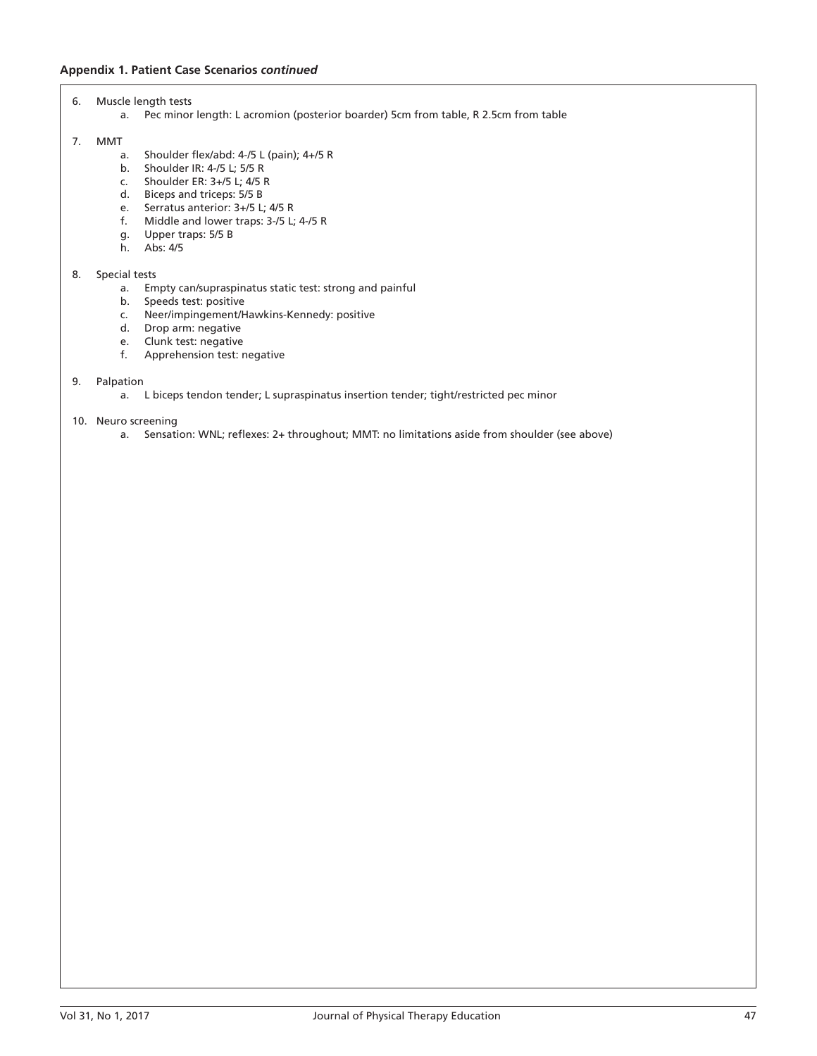**Appendix 1. Patient Case Scenarios *continued***

6. Muscle length tests
    a. Pec minor length: L acromion (posterior boarder) 5cm from table, R 2.5cm from table

7. MMT
    a. Shoulder flex/abd: 4-/5 L (pain); 4+/5 R
    b. Shoulder IR: 4-/5 L; 5/5 R
    c. Shoulder ER: 3+/5 L; 4/5 R
    d. Biceps and triceps: 5/5 B
    e. Serratus anterior: 3+/5 L; 4/5 R
    f. Middle and lower traps: 3-/5 L; 4-/5 R
    g. Upper traps: 5/5 B
    h. Abs: 4/5

8. Special tests
    a. Empty can/supraspinatus static test: strong and painful
    b. Speeds test: positive
    c. Neer/impingement/Hawkins-Kennedy: positive
    d. Drop arm: negative
    e. Clunk test: negative
    f. Apprehension test: negative

9. Palpation
    a. L biceps tendon tender; L supraspinatus insertion tender; tight/restricted pec minor

10. Neuro screening
    a. Sensation: WNL; reflexes: 2+ throughout; MMT: no limitations aside from shoulder (see above)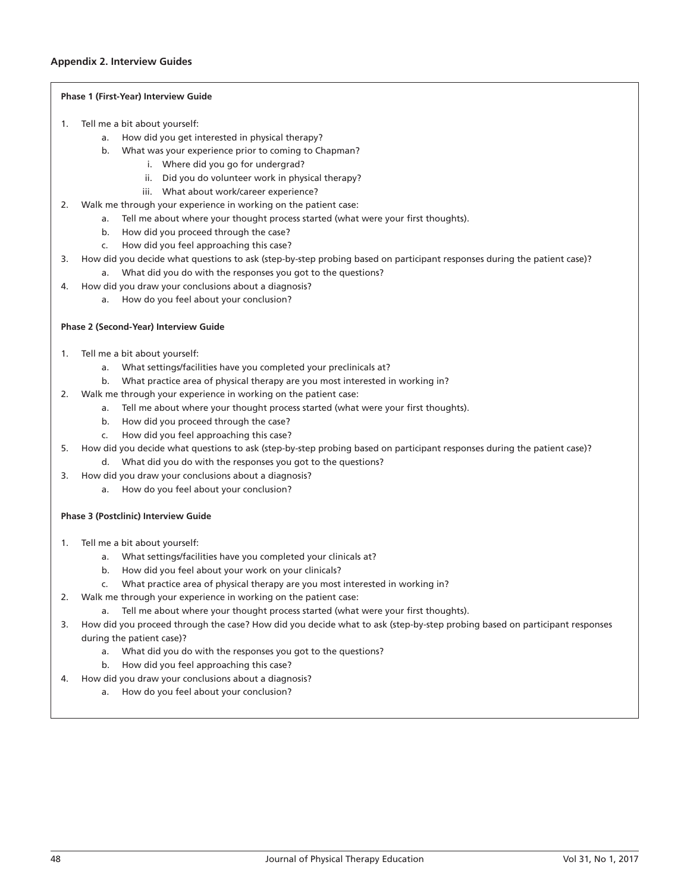## Appendix 2. Interview Guides

**Phase 1 (First-Year) Interview Guide**

1. Tell me a bit about yourself:
    a. How did you get interested in physical therapy?
    b. What was your experience prior to coming to Chapman?
        i. Where did you go for undergrad?
        ii. Did you do volunteer work in physical therapy?
        iii. What about work/career experience?
2. Walk me through your experience in working on the patient case:
    a. Tell me about where your thought process started (what were your first thoughts).
    b. How did you proceed through the case?
    c. How did you feel approaching this case?
3. How did you decide what questions to ask (step-by-step probing based on participant responses during the patient case)?
    a. What did you do with the responses you got to the questions?
4. How did you draw your conclusions about a diagnosis?
    a. How do you feel about your conclusion?

**Phase 2 (Second-Year) Interview Guide**

1. Tell me a bit about yourself:
    a. What settings/facilities have you completed your preclinicals at?
    b. What practice area of physical therapy are you most interested in working in?
2. Walk me through your experience in working on the patient case:
    a. Tell me about where your thought process started (what were your first thoughts).
    b. How did you proceed through the case?
    c. How did you feel approaching this case?
5. How did you decide what questions to ask (step-by-step probing based on participant responses during the patient case)?
    d. What did you do with the responses you got to the questions?
3. How did you draw your conclusions about a diagnosis?
    a. How do you feel about your conclusion?

**Phase 3 (Postclinic) Interview Guide**

1. Tell me a bit about yourself:
    a. What settings/facilities have you completed your clinicals at?
    b. How did you feel about your work on your clinicals?
    c. What practice area of physical therapy are you most interested in working in?
2. Walk me through your experience in working on the patient case:
    a. Tell me about where your thought process started (what were your first thoughts).
3. How did you proceed through the case? How did you decide what to ask (step-by-step probing based on participant responses during the patient case)?
    a. What did you do with the responses you got to the questions?
    b. How did you feel approaching this case?
4. How did you draw your conclusions about a diagnosis?
    a. How do you feel about your conclusion?